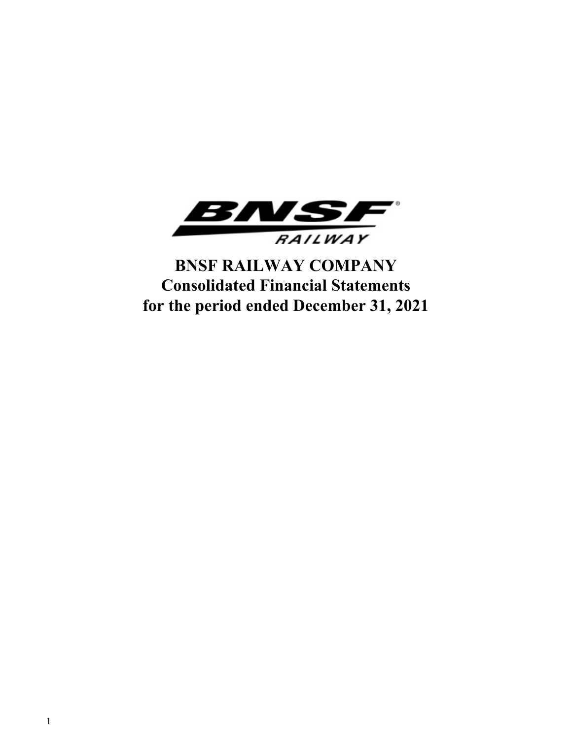# BNSF RAILWAY COMPANY
## Consolidated Financial Statements
## for the period ended December 31, 2021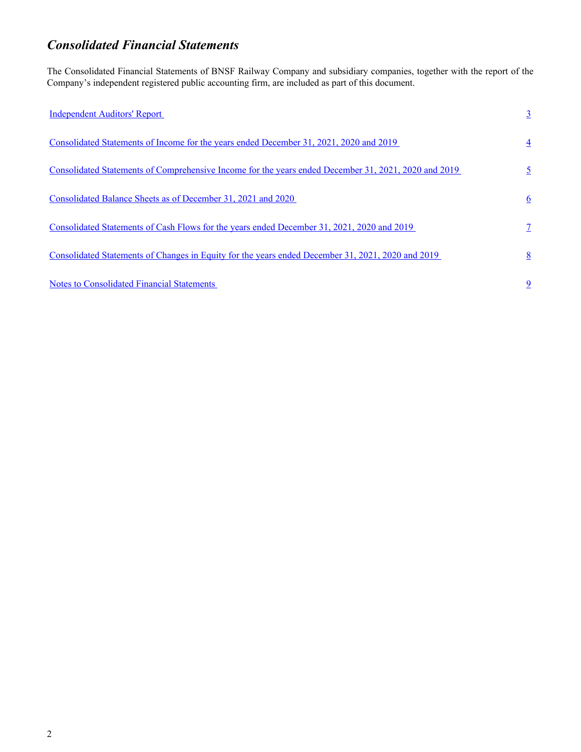# *Consolidated Financial Statements*

The Consolidated Financial Statements of BNSF Railway Company and subsidiary companies, together with the report of the Company's independent registered public accounting firm, are included as part of this document.

| | |
|---|---|
| Independent Auditors' Report | 3 |
| Consolidated Statements of Income for the years ended December 31, 2021, 2020 and 2019 | 4 |
| Consolidated Statements of Comprehensive Income for the years ended December 31, 2021, 2020 and 2019 | 5 |
| Consolidated Balance Sheets as of December 31, 2021 and 2020 | 6 |
| Consolidated Statements of Cash Flows for the years ended December 31, 2021, 2020 and 2019 | 7 |
| Consolidated Statements of Changes in Equity for the years ended December 31, 2021, 2020 and 2019 | 8 |
| Notes to Consolidated Financial Statements | 9 |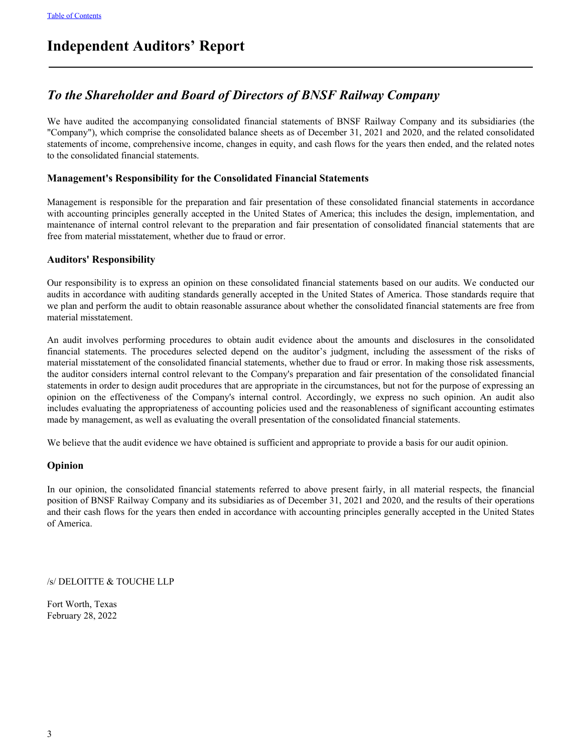# Independent Auditors' Report

## *To the Shareholder and Board of Directors of BNSF Railway Company*

We have audited the accompanying consolidated financial statements of BNSF Railway Company and its subsidiaries (the "Company"), which comprise the consolidated balance sheets as of December 31, 2021 and 2020, and the related consolidated statements of income, comprehensive income, changes in equity, and cash flows for the years then ended, and the related notes to the consolidated financial statements.

### Management's Responsibility for the Consolidated Financial Statements

Management is responsible for the preparation and fair presentation of these consolidated financial statements in accordance with accounting principles generally accepted in the United States of America; this includes the design, implementation, and maintenance of internal control relevant to the preparation and fair presentation of consolidated financial statements that are free from material misstatement, whether due to fraud or error.

### Auditors' Responsibility

Our responsibility is to express an opinion on these consolidated financial statements based on our audits. We conducted our audits in accordance with auditing standards generally accepted in the United States of America. Those standards require that we plan and perform the audit to obtain reasonable assurance about whether the consolidated financial statements are free from material misstatement.

An audit involves performing procedures to obtain audit evidence about the amounts and disclosures in the consolidated financial statements. The procedures selected depend on the auditor's judgment, including the assessment of the risks of material misstatement of the consolidated financial statements, whether due to fraud or error. In making those risk assessments, the auditor considers internal control relevant to the Company's preparation and fair presentation of the consolidated financial statements in order to design audit procedures that are appropriate in the circumstances, but not for the purpose of expressing an opinion on the effectiveness of the Company's internal control. Accordingly, we express no such opinion. An audit also includes evaluating the appropriateness of accounting policies used and the reasonableness of significant accounting estimates made by management, as well as evaluating the overall presentation of the consolidated financial statements.

We believe that the audit evidence we have obtained is sufficient and appropriate to provide a basis for our audit opinion.

### Opinion

In our opinion, the consolidated financial statements referred to above present fairly, in all material respects, the financial position of BNSF Railway Company and its subsidiaries as of December 31, 2021 and 2020, and the results of their operations and their cash flows for the years then ended in accordance with accounting principles generally accepted in the United States of America.

/s/ DELOITTE & TOUCHE LLP

Fort Worth, Texas
February 28, 2022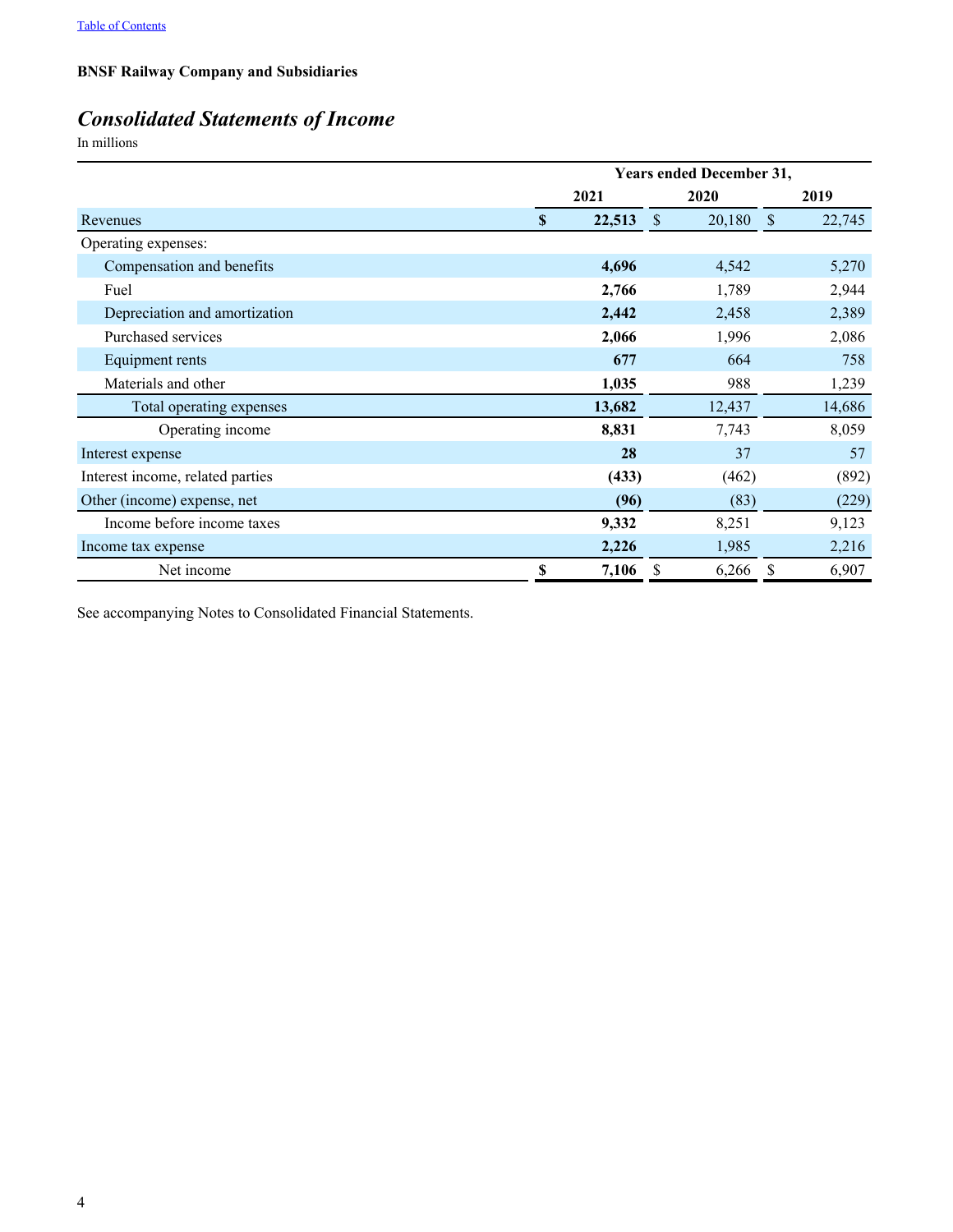[Table of Contents](#)

**BNSF Railway Company and Subsidiaries**

# *Consolidated Statements of Income*

In millions

| | Years ended December 31, | | |
|---|---|---|---|
| | **2021** | **2020** | **2019** |
| Revenues | **$ 22,513** | $ 20,180 | $ 22,745 |
| Operating expenses: | | | |
| Compensation and benefits | **4,696** | 4,542 | 5,270 |
| Fuel | **2,766** | 1,789 | 2,944 |
| Depreciation and amortization | **2,442** | 2,458 | 2,389 |
| Purchased services | **2,066** | 1,996 | 2,086 |
| Equipment rents | **677** | 664 | 758 |
| Materials and other | **1,035** | 988 | 1,239 |
| Total operating expenses | **13,682** | 12,437 | 14,686 |
| Operating income | **8,831** | 7,743 | 8,059 |
| Interest expense | **28** | 37 | 57 |
| Interest income, related parties | **(433)** | (462) | (892) |
| Other (income) expense, net | **(96)** | (83) | (229) |
| Income before income taxes | **9,332** | 8,251 | 9,123 |
| Income tax expense | **2,226** | 1,985 | 2,216 |
| Net income | **$ 7,106** | $ 6,266 | $ 6,907 |

See accompanying Notes to Consolidated Financial Statements.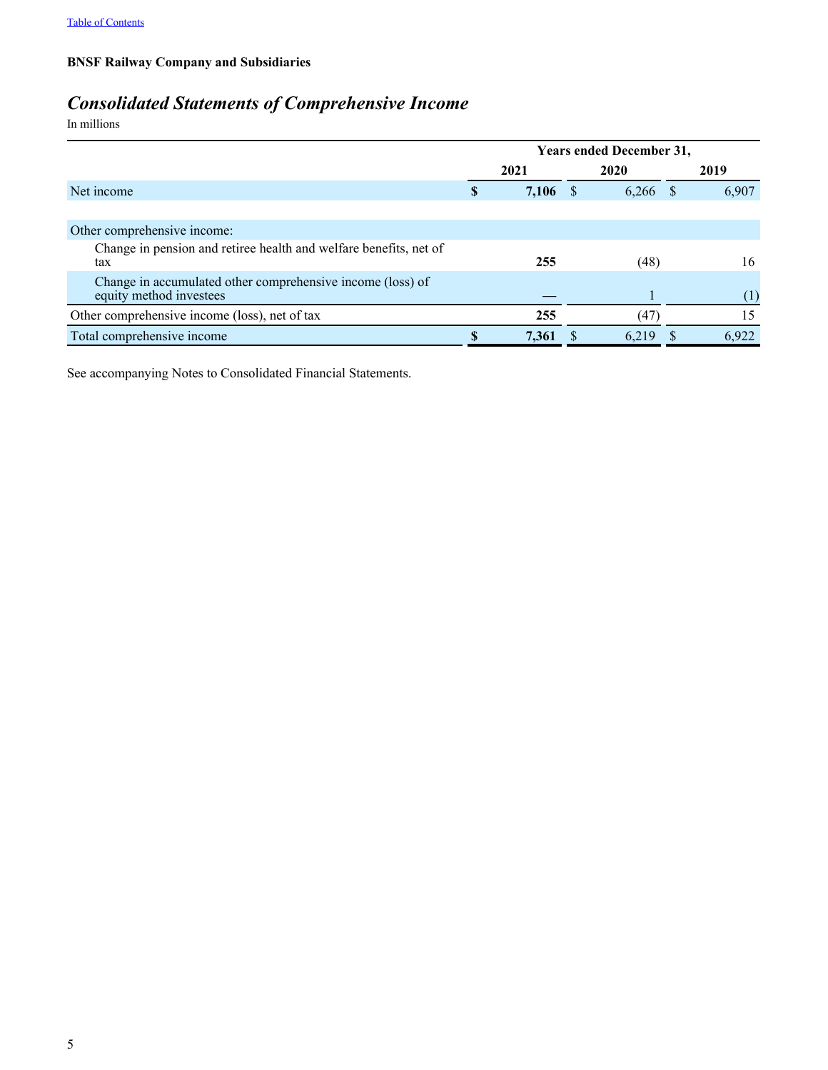**BNSF Railway Company and Subsidiaries**

# *Consolidated Statements of Comprehensive Income*

In millions

| | Years ended December 31, | | |
|---|---|---|---|
| | **2021** | 2020 | 2019 |
| Net income | **$ 7,106** | $ 6,266 | $ 6,907 |
| | | | |
| Other comprehensive income: | | | |
| Change in pension and retiree health and welfare benefits, net of tax | **255** | (48) | 16 |
| Change in accumulated other comprehensive income (loss) of equity method investees | **—** | 1 | (1) |
| Other comprehensive income (loss), net of tax | **255** | (47) | 15 |
| Total comprehensive income | **$ 7,361** | $ 6,219 | $ 6,922 |

See accompanying Notes to Consolidated Financial Statements.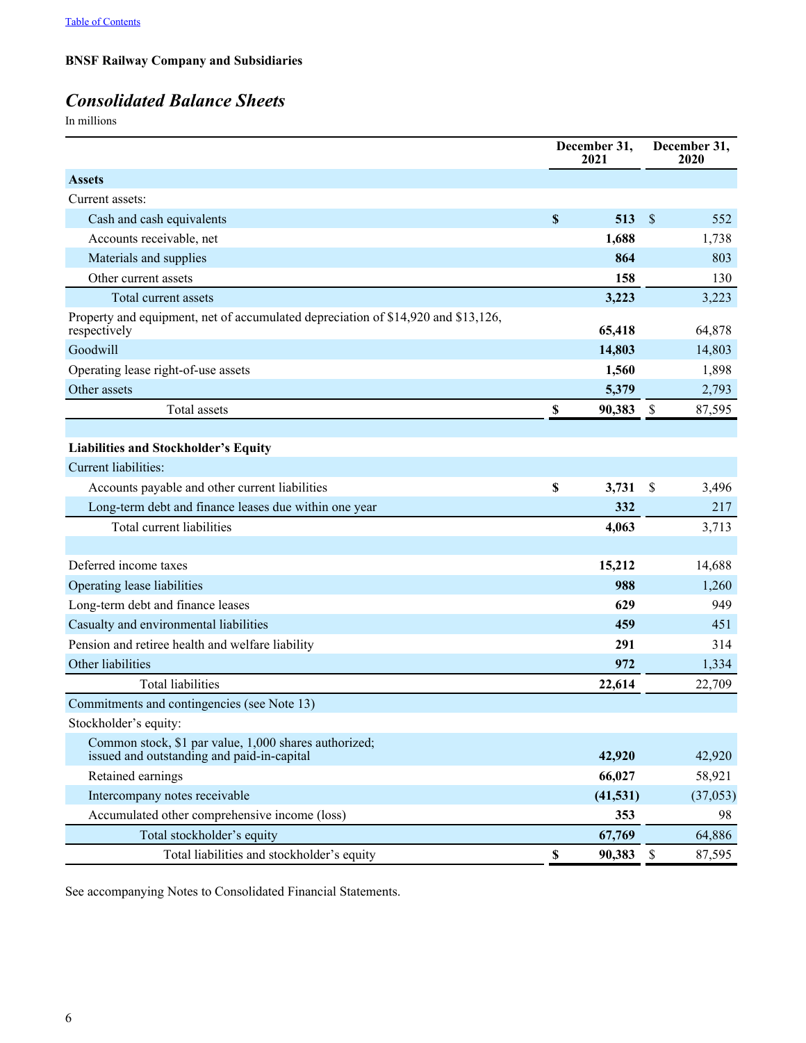**BNSF Railway Company and Subsidiaries**

## *Consolidated Balance Sheets*

In millions

| | December 31, 2021 | December 31, 2020 |
|---|---|---|
| **Assets** | | |
| Current assets: | | |
| Cash and cash equivalents | **$ 513** | $ 552 |
| Accounts receivable, net | **1,688** | 1,738 |
| Materials and supplies | **864** | 803 |
| Other current assets | **158** | 130 |
| Total current assets | **3,223** | 3,223 |
| Property and equipment, net of accumulated depreciation of $14,920 and $13,126, respectively | **65,418** | 64,878 |
| Goodwill | **14,803** | 14,803 |
| Operating lease right-of-use assets | **1,560** | 1,898 |
| Other assets | **5,379** | 2,793 |
| Total assets | **$ 90,383** | $ 87,595 |
| | | |
| **Liabilities and Stockholder's Equity** | | |
| Current liabilities: | | |
| Accounts payable and other current liabilities | **$ 3,731** | $ 3,496 |
| Long-term debt and finance leases due within one year | **332** | 217 |
| Total current liabilities | **4,063** | 3,713 |
| | | |
| Deferred income taxes | **15,212** | 14,688 |
| Operating lease liabilities | **988** | 1,260 |
| Long-term debt and finance leases | **629** | 949 |
| Casualty and environmental liabilities | **459** | 451 |
| Pension and retiree health and welfare liability | **291** | 314 |
| Other liabilities | **972** | 1,334 |
| Total liabilities | **22,614** | 22,709 |
| Commitments and contingencies (see Note 13) | | |
| Stockholder's equity: | | |
| Common stock, $1 par value, 1,000 shares authorized; issued and outstanding and paid-in-capital | **42,920** | 42,920 |
| Retained earnings | **66,027** | 58,921 |
| Intercompany notes receivable | **(41,531)** | (37,053) |
| Accumulated other comprehensive income (loss) | **353** | 98 |
| Total stockholder's equity | **67,769** | 64,886 |
| Total liabilities and stockholder's equity | **$ 90,383** | $ 87,595 |

See accompanying Notes to Consolidated Financial Statements.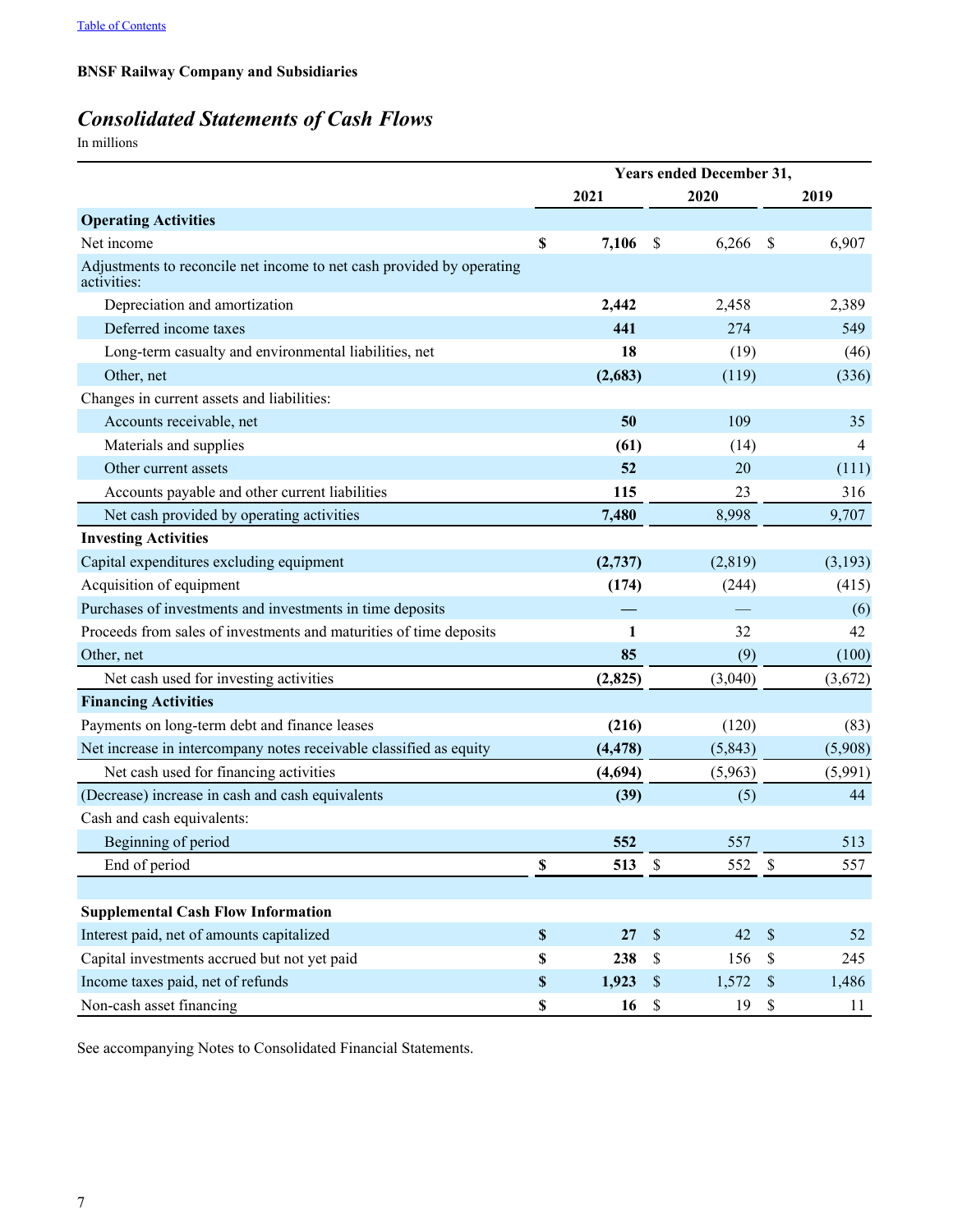Table of Contents

**BNSF Railway Company and Subsidiaries**

## *Consolidated Statements of Cash Flows*

In millions

| | Years ended December 31, | | |
|---|---|---|---|
| | **2021** | **2020** | **2019** |
| **Operating Activities** | | | |
| Net income | **$ 7,106** | $ 6,266 | $ 6,907 |
| Adjustments to reconcile net income to net cash provided by operating activities: | | | |
| Depreciation and amortization | **2,442** | 2,458 | 2,389 |
| Deferred income taxes | **441** | 274 | 549 |
| Long-term casualty and environmental liabilities, net | **18** | (19) | (46) |
| Other, net | **(2,683)** | (119) | (336) |
| Changes in current assets and liabilities: | | | |
| Accounts receivable, net | **50** | 109 | 35 |
| Materials and supplies | **(61)** | (14) | 4 |
| Other current assets | **52** | 20 | (111) |
| Accounts payable and other current liabilities | **115** | 23 | 316 |
| Net cash provided by operating activities | **7,480** | 8,998 | 9,707 |
| **Investing Activities** | | | |
| Capital expenditures excluding equipment | **(2,737)** | (2,819) | (3,193) |
| Acquisition of equipment | **(174)** | (244) | (415) |
| Purchases of investments and investments in time deposits | **—** | — | (6) |
| Proceeds from sales of investments and maturities of time deposits | **1** | 32 | 42 |
| Other, net | **85** | (9) | (100) |
| Net cash used for investing activities | **(2,825)** | (3,040) | (3,672) |
| **Financing Activities** | | | |
| Payments on long-term debt and finance leases | **(216)** | (120) | (83) |
| Net increase in intercompany notes receivable classified as equity | **(4,478)** | (5,843) | (5,908) |
| Net cash used for financing activities | **(4,694)** | (5,963) | (5,991) |
| (Decrease) increase in cash and cash equivalents | **(39)** | (5) | 44 |
| Cash and cash equivalents: | | | |
| Beginning of period | **552** | 557 | 513 |
| End of period | **$ 513** | $ 552 | $ 557 |
| | | | |
| **Supplemental Cash Flow Information** | | | |
| Interest paid, net of amounts capitalized | **$ 27** | $ 42 | $ 52 |
| Capital investments accrued but not yet paid | **$ 238** | $ 156 | $ 245 |
| Income taxes paid, net of refunds | **$ 1,923** | $ 1,572 | $ 1,486 |
| Non-cash asset financing | **$ 16** | $ 19 | $ 11 |

See accompanying Notes to Consolidated Financial Statements.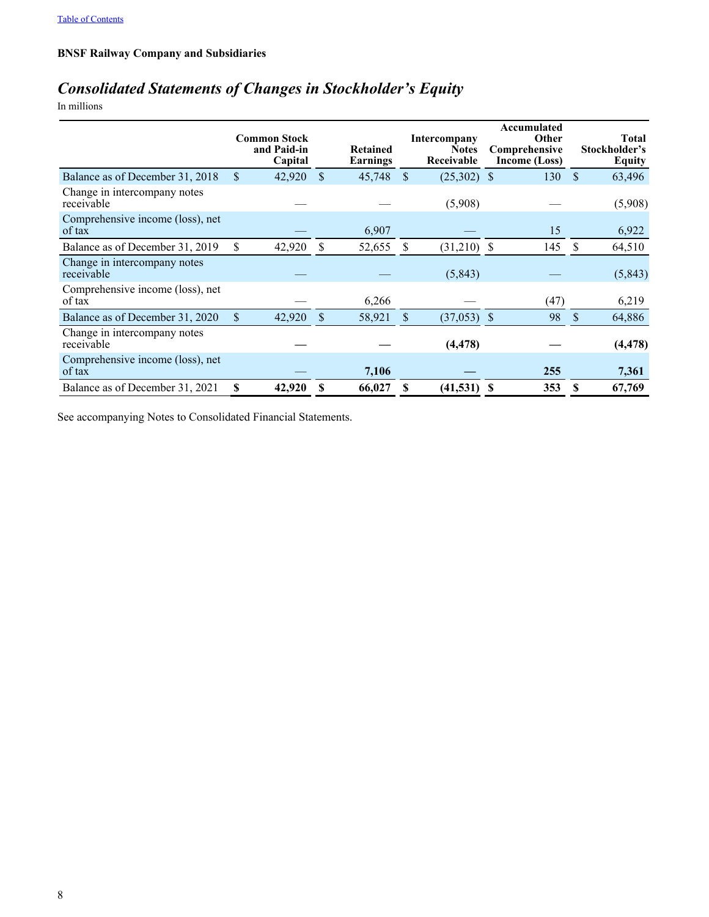BNSF Railway Company and Subsidiaries

# *Consolidated Statements of Changes in Stockholder's Equity*

In millions

| | Common Stock and Paid-in Capital | Retained Earnings | Intercompany Notes Receivable | Accumulated Other Comprehensive Income (Loss) | Total Stockholder's Equity |
|---|---|---|---|---|---|
| Balance as of December 31, 2018 | $ 42,920 | $ 45,748 | $ (25,302) | $ 130 | $ 63,496 |
| Change in intercompany notes receivable | — | — | (5,908) | — | (5,908) |
| Comprehensive income (loss), net of tax | — | 6,907 | — | 15 | 6,922 |
| Balance as of December 31, 2019 | $ 42,920 | $ 52,655 | $ (31,210) | $ 145 | $ 64,510 |
| Change in intercompany notes receivable | — | — | (5,843) | — | (5,843) |
| Comprehensive income (loss), net of tax | — | 6,266 | — | (47) | 6,219 |
| Balance as of December 31, 2020 | $ 42,920 | $ 58,921 | $ (37,053) | $ 98 | $ 64,886 |
| Change in intercompany notes receivable | **—** | **—** | **(4,478)** | **—** | **(4,478)** |
| Comprehensive income (loss), net of tax | — | **7,106** | **—** | **255** | **7,361** |
| Balance as of December 31, 2021 | **$ 42,920** | **$ 66,027** | **$ (41,531)** | **$ 353** | **$ 67,769** |

See accompanying Notes to Consolidated Financial Statements.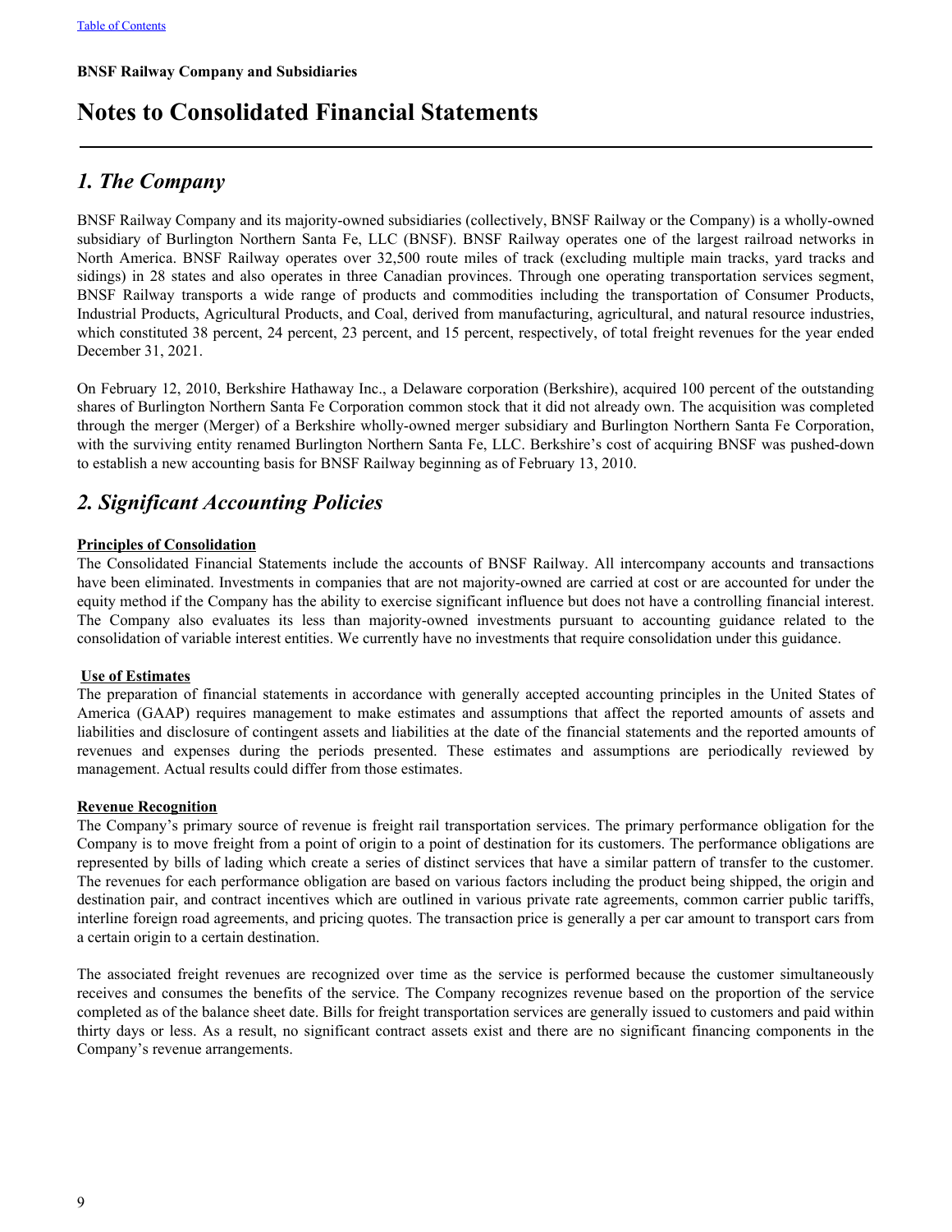**BNSF Railway Company and Subsidiaries**

# Notes to Consolidated Financial Statements

## *1. The Company*

BNSF Railway Company and its majority-owned subsidiaries (collectively, BNSF Railway or the Company) is a wholly-owned subsidiary of Burlington Northern Santa Fe, LLC (BNSF). BNSF Railway operates one of the largest railroad networks in North America. BNSF Railway operates over 32,500 route miles of track (excluding multiple main tracks, yard tracks and sidings) in 28 states and also operates in three Canadian provinces. Through one operating transportation services segment, BNSF Railway transports a wide range of products and commodities including the transportation of Consumer Products, Industrial Products, Agricultural Products, and Coal, derived from manufacturing, agricultural, and natural resource industries, which constituted 38 percent, 24 percent, 23 percent, and 15 percent, respectively, of total freight revenues for the year ended December 31, 2021.

On February 12, 2010, Berkshire Hathaway Inc., a Delaware corporation (Berkshire), acquired 100 percent of the outstanding shares of Burlington Northern Santa Fe Corporation common stock that it did not already own. The acquisition was completed through the merger (Merger) of a Berkshire wholly-owned merger subsidiary and Burlington Northern Santa Fe Corporation, with the surviving entity renamed Burlington Northern Santa Fe, LLC. Berkshire's cost of acquiring BNSF was pushed-down to establish a new accounting basis for BNSF Railway beginning as of February 13, 2010.

## *2. Significant Accounting Policies*

**Principles of Consolidation**

The Consolidated Financial Statements include the accounts of BNSF Railway. All intercompany accounts and transactions have been eliminated. Investments in companies that are not majority-owned are carried at cost or are accounted for under the equity method if the Company has the ability to exercise significant influence but does not have a controlling financial interest. The Company also evaluates its less than majority-owned investments pursuant to accounting guidance related to the consolidation of variable interest entities. We currently have no investments that require consolidation under this guidance.

**Use of Estimates**

The preparation of financial statements in accordance with generally accepted accounting principles in the United States of America (GAAP) requires management to make estimates and assumptions that affect the reported amounts of assets and liabilities and disclosure of contingent assets and liabilities at the date of the financial statements and the reported amounts of revenues and expenses during the periods presented. These estimates and assumptions are periodically reviewed by management. Actual results could differ from those estimates.

**Revenue Recognition**

The Company's primary source of revenue is freight rail transportation services. The primary performance obligation for the Company is to move freight from a point of origin to a point of destination for its customers. The performance obligations are represented by bills of lading which create a series of distinct services that have a similar pattern of transfer to the customer. The revenues for each performance obligation are based on various factors including the product being shipped, the origin and destination pair, and contract incentives which are outlined in various private rate agreements, common carrier public tariffs, interline foreign road agreements, and pricing quotes. The transaction price is generally a per car amount to transport cars from a certain origin to a certain destination.

The associated freight revenues are recognized over time as the service is performed because the customer simultaneously receives and consumes the benefits of the service. The Company recognizes revenue based on the proportion of the service completed as of the balance sheet date. Bills for freight transportation services are generally issued to customers and paid within thirty days or less. As a result, no significant contract assets exist and there are no significant financing components in the Company's revenue arrangements.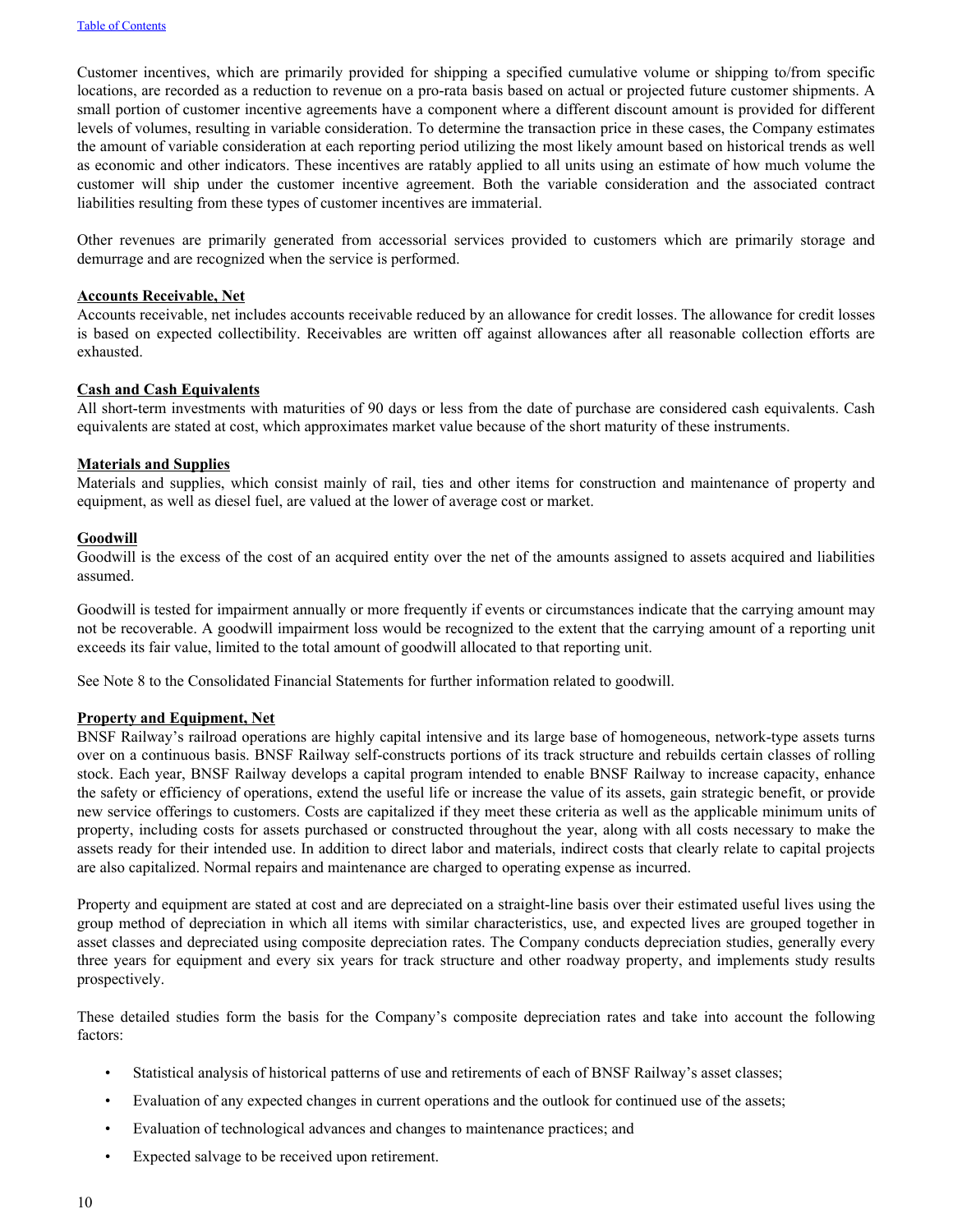Customer incentives, which are primarily provided for shipping a specified cumulative volume or shipping to/from specific locations, are recorded as a reduction to revenue on a pro-rata basis based on actual or projected future customer shipments. A small portion of customer incentive agreements have a component where a different discount amount is provided for different levels of volumes, resulting in variable consideration. To determine the transaction price in these cases, the Company estimates the amount of variable consideration at each reporting period utilizing the most likely amount based on historical trends as well as economic and other indicators. These incentives are ratably applied to all units using an estimate of how much volume the customer will ship under the customer incentive agreement. Both the variable consideration and the associated contract liabilities resulting from these types of customer incentives are immaterial.

Other revenues are primarily generated from accessorial services provided to customers which are primarily storage and demurrage and are recognized when the service is performed.

**Accounts Receivable, Net**

Accounts receivable, net includes accounts receivable reduced by an allowance for credit losses. The allowance for credit losses is based on expected collectibility. Receivables are written off against allowances after all reasonable collection efforts are exhausted.

**Cash and Cash Equivalents**

All short-term investments with maturities of 90 days or less from the date of purchase are considered cash equivalents. Cash equivalents are stated at cost, which approximates market value because of the short maturity of these instruments.

**Materials and Supplies**

Materials and supplies, which consist mainly of rail, ties and other items for construction and maintenance of property and equipment, as well as diesel fuel, are valued at the lower of average cost or market.

**Goodwill**

Goodwill is the excess of the cost of an acquired entity over the net of the amounts assigned to assets acquired and liabilities assumed.

Goodwill is tested for impairment annually or more frequently if events or circumstances indicate that the carrying amount may not be recoverable. A goodwill impairment loss would be recognized to the extent that the carrying amount of a reporting unit exceeds its fair value, limited to the total amount of goodwill allocated to that reporting unit.

See Note 8 to the Consolidated Financial Statements for further information related to goodwill.

**Property and Equipment, Net**

BNSF Railway's railroad operations are highly capital intensive and its large base of homogeneous, network-type assets turns over on a continuous basis. BNSF Railway self-constructs portions of its track structure and rebuilds certain classes of rolling stock. Each year, BNSF Railway develops a capital program intended to enable BNSF Railway to increase capacity, enhance the safety or efficiency of operations, extend the useful life or increase the value of its assets, gain strategic benefit, or provide new service offerings to customers. Costs are capitalized if they meet these criteria as well as the applicable minimum units of property, including costs for assets purchased or constructed throughout the year, along with all costs necessary to make the assets ready for their intended use. In addition to direct labor and materials, indirect costs that clearly relate to capital projects are also capitalized. Normal repairs and maintenance are charged to operating expense as incurred.

Property and equipment are stated at cost and are depreciated on a straight-line basis over their estimated useful lives using the group method of depreciation in which all items with similar characteristics, use, and expected lives are grouped together in asset classes and depreciated using composite depreciation rates. The Company conducts depreciation studies, generally every three years for equipment and every six years for track structure and other roadway property, and implements study results prospectively.

These detailed studies form the basis for the Company's composite depreciation rates and take into account the following factors:

- Statistical analysis of historical patterns of use and retirements of each of BNSF Railway's asset classes;
- Evaluation of any expected changes in current operations and the outlook for continued use of the assets;
- Evaluation of technological advances and changes to maintenance practices; and
- Expected salvage to be received upon retirement.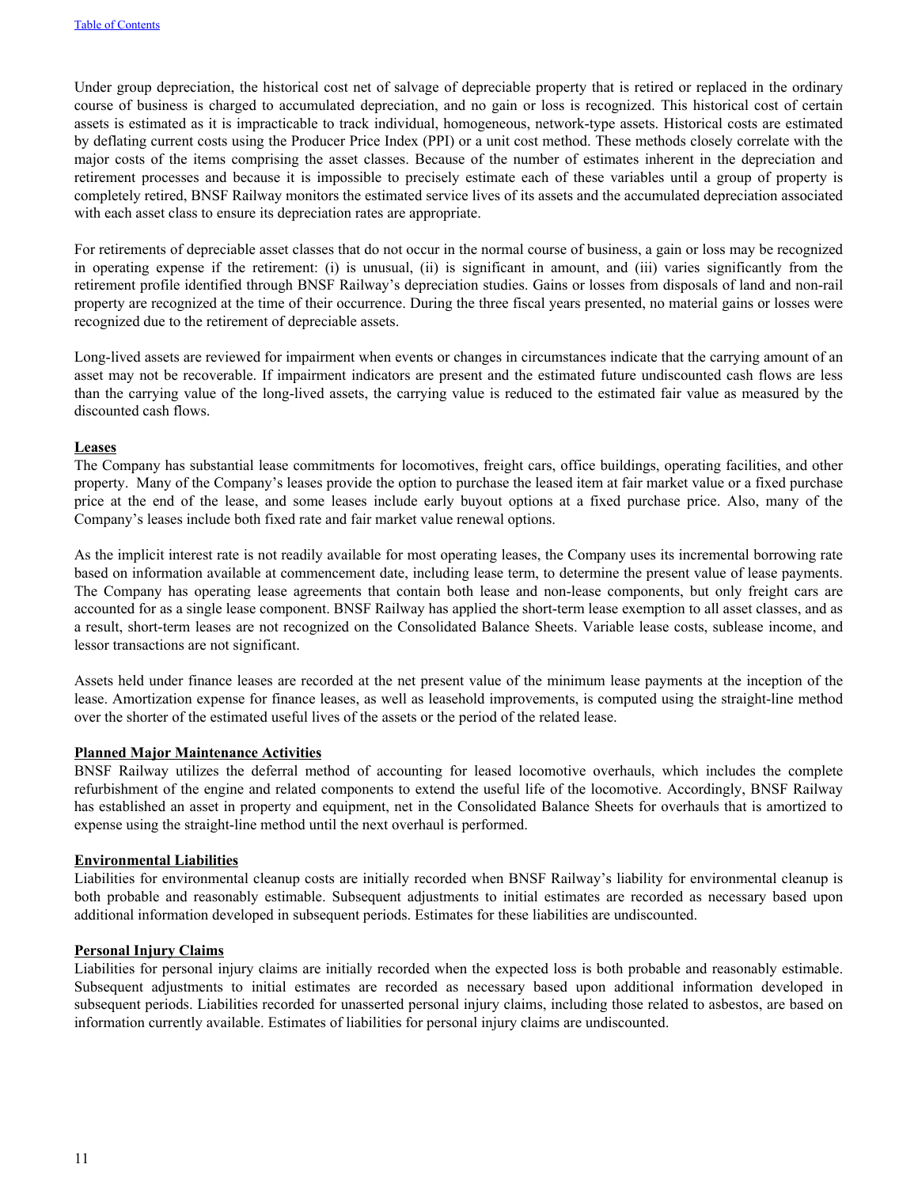Under group depreciation, the historical cost net of salvage of depreciable property that is retired or replaced in the ordinary course of business is charged to accumulated depreciation, and no gain or loss is recognized. This historical cost of certain assets is estimated as it is impracticable to track individual, homogeneous, network-type assets. Historical costs are estimated by deflating current costs using the Producer Price Index (PPI) or a unit cost method. These methods closely correlate with the major costs of the items comprising the asset classes. Because of the number of estimates inherent in the depreciation and retirement processes and because it is impossible to precisely estimate each of these variables until a group of property is completely retired, BNSF Railway monitors the estimated service lives of its assets and the accumulated depreciation associated with each asset class to ensure its depreciation rates are appropriate.

For retirements of depreciable asset classes that do not occur in the normal course of business, a gain or loss may be recognized in operating expense if the retirement: (i) is unusual, (ii) is significant in amount, and (iii) varies significantly from the retirement profile identified through BNSF Railway's depreciation studies. Gains or losses from disposals of land and non-rail property are recognized at the time of their occurrence. During the three fiscal years presented, no material gains or losses were recognized due to the retirement of depreciable assets.

Long-lived assets are reviewed for impairment when events or changes in circumstances indicate that the carrying amount of an asset may not be recoverable. If impairment indicators are present and the estimated future undiscounted cash flows are less than the carrying value of the long-lived assets, the carrying value is reduced to the estimated fair value as measured by the discounted cash flows.

**Leases**

The Company has substantial lease commitments for locomotives, freight cars, office buildings, operating facilities, and other property. Many of the Company's leases provide the option to purchase the leased item at fair market value or a fixed purchase price at the end of the lease, and some leases include early buyout options at a fixed purchase price. Also, many of the Company's leases include both fixed rate and fair market value renewal options.

As the implicit interest rate is not readily available for most operating leases, the Company uses its incremental borrowing rate based on information available at commencement date, including lease term, to determine the present value of lease payments. The Company has operating lease agreements that contain both lease and non-lease components, but only freight cars are accounted for as a single lease component. BNSF Railway has applied the short-term lease exemption to all asset classes, and as a result, short-term leases are not recognized on the Consolidated Balance Sheets. Variable lease costs, sublease income, and lessor transactions are not significant.

Assets held under finance leases are recorded at the net present value of the minimum lease payments at the inception of the lease. Amortization expense for finance leases, as well as leasehold improvements, is computed using the straight-line method over the shorter of the estimated useful lives of the assets or the period of the related lease.

**Planned Major Maintenance Activities**

BNSF Railway utilizes the deferral method of accounting for leased locomotive overhauls, which includes the complete refurbishment of the engine and related components to extend the useful life of the locomotive. Accordingly, BNSF Railway has established an asset in property and equipment, net in the Consolidated Balance Sheets for overhauls that is amortized to expense using the straight-line method until the next overhaul is performed.

**Environmental Liabilities**

Liabilities for environmental cleanup costs are initially recorded when BNSF Railway's liability for environmental cleanup is both probable and reasonably estimable. Subsequent adjustments to initial estimates are recorded as necessary based upon additional information developed in subsequent periods. Estimates for these liabilities are undiscounted.

**Personal Injury Claims**

Liabilities for personal injury claims are initially recorded when the expected loss is both probable and reasonably estimable. Subsequent adjustments to initial estimates are recorded as necessary based upon additional information developed in subsequent periods. Liabilities recorded for unasserted personal injury claims, including those related to asbestos, are based on information currently available. Estimates of liabilities for personal injury claims are undiscounted.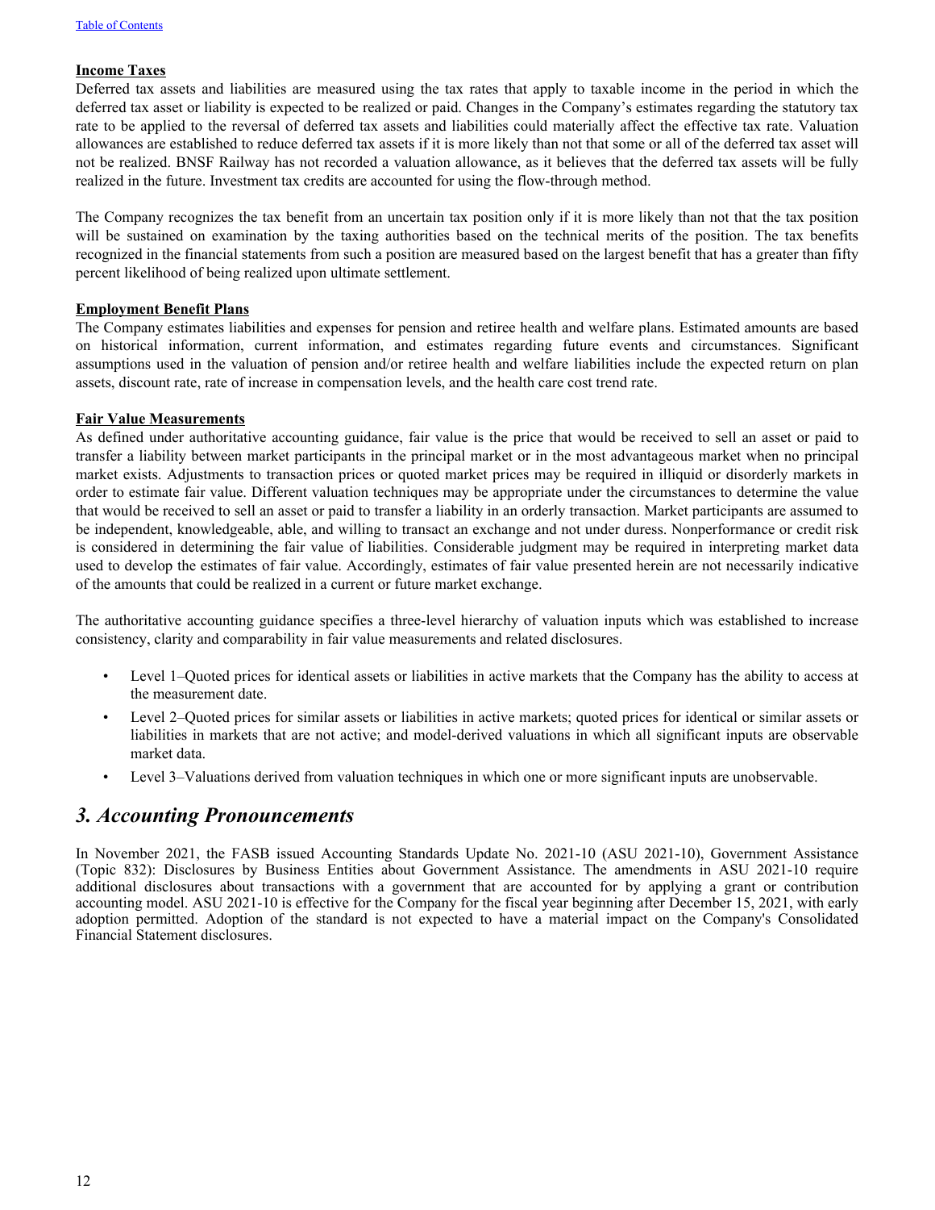**Income Taxes**

Deferred tax assets and liabilities are measured using the tax rates that apply to taxable income in the period in which the deferred tax asset or liability is expected to be realized or paid. Changes in the Company's estimates regarding the statutory tax rate to be applied to the reversal of deferred tax assets and liabilities could materially affect the effective tax rate. Valuation allowances are established to reduce deferred tax assets if it is more likely than not that some or all of the deferred tax asset will not be realized. BNSF Railway has not recorded a valuation allowance, as it believes that the deferred tax assets will be fully realized in the future. Investment tax credits are accounted for using the flow-through method.

The Company recognizes the tax benefit from an uncertain tax position only if it is more likely than not that the tax position will be sustained on examination by the taxing authorities based on the technical merits of the position. The tax benefits recognized in the financial statements from such a position are measured based on the largest benefit that has a greater than fifty percent likelihood of being realized upon ultimate settlement.

**Employment Benefit Plans**

The Company estimates liabilities and expenses for pension and retiree health and welfare plans. Estimated amounts are based on historical information, current information, and estimates regarding future events and circumstances. Significant assumptions used in the valuation of pension and/or retiree health and welfare liabilities include the expected return on plan assets, discount rate, rate of increase in compensation levels, and the health care cost trend rate.

**Fair Value Measurements**

As defined under authoritative accounting guidance, fair value is the price that would be received to sell an asset or paid to transfer a liability between market participants in the principal market or in the most advantageous market when no principal market exists. Adjustments to transaction prices or quoted market prices may be required in illiquid or disorderly markets in order to estimate fair value. Different valuation techniques may be appropriate under the circumstances to determine the value that would be received to sell an asset or paid to transfer a liability in an orderly transaction. Market participants are assumed to be independent, knowledgeable, able, and willing to transact an exchange and not under duress. Nonperformance or credit risk is considered in determining the fair value of liabilities. Considerable judgment may be required in interpreting market data used to develop the estimates of fair value. Accordingly, estimates of fair value presented herein are not necessarily indicative of the amounts that could be realized in a current or future market exchange.

The authoritative accounting guidance specifies a three-level hierarchy of valuation inputs which was established to increase consistency, clarity and comparability in fair value measurements and related disclosures.

- Level 1–Quoted prices for identical assets or liabilities in active markets that the Company has the ability to access at the measurement date.
- Level 2–Quoted prices for similar assets or liabilities in active markets; quoted prices for identical or similar assets or liabilities in markets that are not active; and model-derived valuations in which all significant inputs are observable market data.
- Level 3–Valuations derived from valuation techniques in which one or more significant inputs are unobservable.

## *3. Accounting Pronouncements*

In November 2021, the FASB issued Accounting Standards Update No. 2021-10 (ASU 2021-10), Government Assistance (Topic 832): Disclosures by Business Entities about Government Assistance. The amendments in ASU 2021-10 require additional disclosures about transactions with a government that are accounted for by applying a grant or contribution accounting model. ASU 2021-10 is effective for the Company for the fiscal year beginning after December 15, 2021, with early adoption permitted. Adoption of the standard is not expected to have a material impact on the Company's Consolidated Financial Statement disclosures.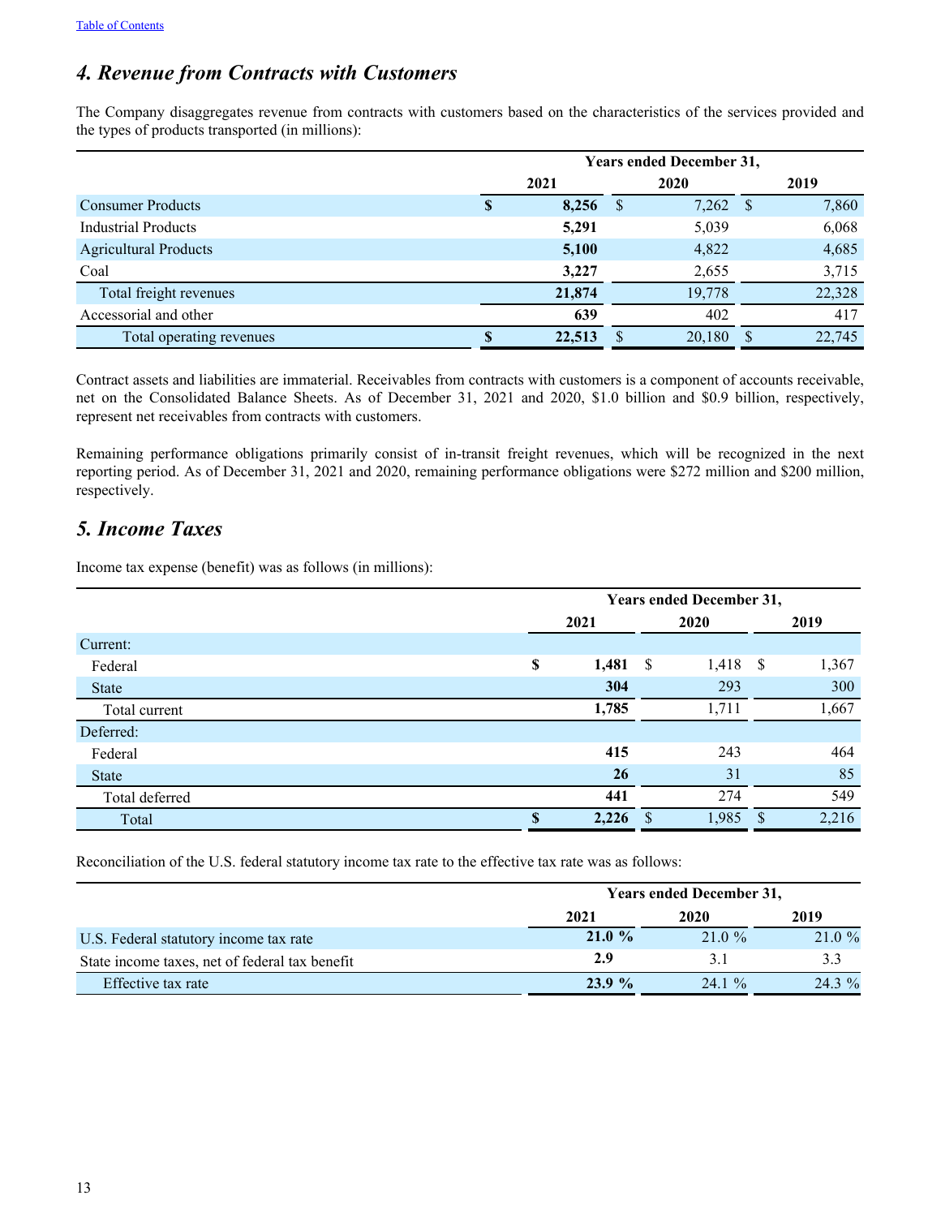[Table of Contents](#)

## *4. Revenue from Contracts with Customers*

The Company disaggregates revenue from contracts with customers based on the characteristics of the services provided and the types of products transported (in millions):

| | Years ended December 31, | | |
|---|---|---|---|
| | **2021** | 2020 | 2019 |
| Consumer Products | **$ 8,256** | $ 7,262 | $ 7,860 |
| Industrial Products | **5,291** | 5,039 | 6,068 |
| Agricultural Products | **5,100** | 4,822 | 4,685 |
| Coal | **3,227** | 2,655 | 3,715 |
| Total freight revenues | **21,874** | 19,778 | 22,328 |
| Accessorial and other | **639** | 402 | 417 |
| Total operating revenues | **$ 22,513** | $ 20,180 | $ 22,745 |

Contract assets and liabilities are immaterial. Receivables from contracts with customers is a component of accounts receivable, net on the Consolidated Balance Sheets. As of December 31, 2021 and 2020, $1.0 billion and $0.9 billion, respectively, represent net receivables from contracts with customers.

Remaining performance obligations primarily consist of in-transit freight revenues, which will be recognized in the next reporting period. As of December 31, 2021 and 2020, remaining performance obligations were $272 million and $200 million, respectively.

## *5. Income Taxes*

Income tax expense (benefit) was as follows (in millions):

| | Years ended December 31, | | |
|---|---|---|---|
| | **2021** | 2020 | 2019 |
| Current: | | | |
| Federal | **$ 1,481** | $ 1,418 | $ 1,367 |
| State | **304** | 293 | 300 |
| Total current | **1,785** | 1,711 | 1,667 |
| Deferred: | | | |
| Federal | **415** | 243 | 464 |
| State | **26** | 31 | 85 |
| Total deferred | **441** | 274 | 549 |
| Total | **$ 2,226** | $ 1,985 | $ 2,216 |

Reconciliation of the U.S. federal statutory income tax rate to the effective tax rate was as follows:

| | Years ended December 31, | | |
|---|---|---|---|
| | **2021** | 2020 | 2019 |
| U.S. Federal statutory income tax rate | **21.0 %** | 21.0 % | 21.0 % |
| State income taxes, net of federal tax benefit | **2.9** | 3.1 | 3.3 |
| Effective tax rate | **23.9 %** | 24.1 % | 24.3 % |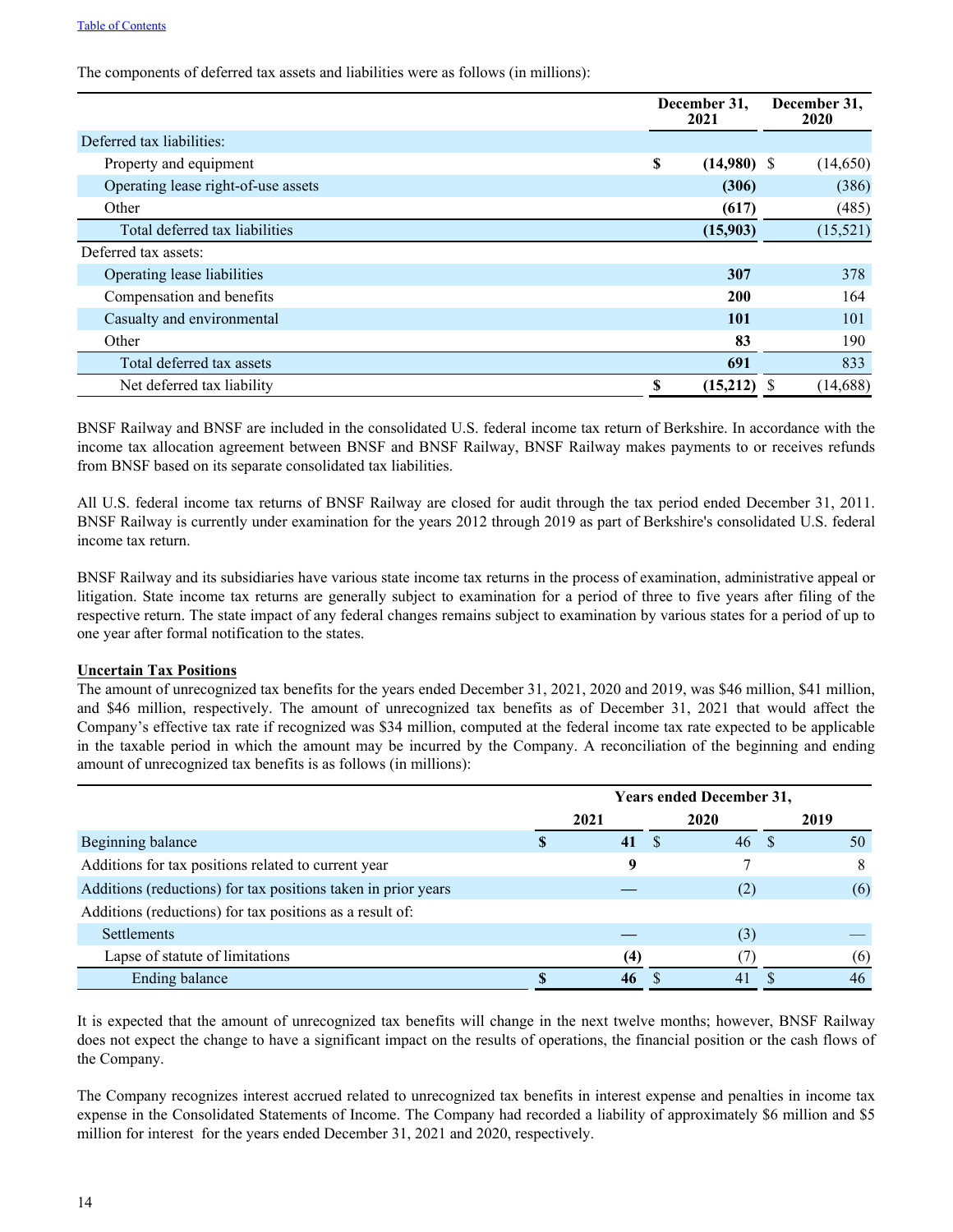Table of Contents

The components of deferred tax assets and liabilities were as follows (in millions):

| | December 31, 2021 | December 31, 2020 |
|---|---|---|
| Deferred tax liabilities: | | |
| Property and equipment | **$ (14,980)** | $ (14,650) |
| Operating lease right-of-use assets | **(306)** | (386) |
| Other | **(617)** | (485) |
| Total deferred tax liabilities | **(15,903)** | (15,521) |
| Deferred tax assets: | | |
| Operating lease liabilities | **307** | 378 |
| Compensation and benefits | **200** | 164 |
| Casualty and environmental | **101** | 101 |
| Other | **83** | 190 |
| Total deferred tax assets | **691** | 833 |
| Net deferred tax liability | **$ (15,212)** | $ (14,688) |

BNSF Railway and BNSF are included in the consolidated U.S. federal income tax return of Berkshire. In accordance with the income tax allocation agreement between BNSF and BNSF Railway, BNSF Railway makes payments to or receives refunds from BNSF based on its separate consolidated tax liabilities.

All U.S. federal income tax returns of BNSF Railway are closed for audit through the tax period ended December 31, 2011. BNSF Railway is currently under examination for the years 2012 through 2019 as part of Berkshire's consolidated U.S. federal income tax return.

BNSF Railway and its subsidiaries have various state income tax returns in the process of examination, administrative appeal or litigation. State income tax returns are generally subject to examination for a period of three to five years after filing of the respective return. The state impact of any federal changes remains subject to examination by various states for a period of up to one year after formal notification to the states.

**Uncertain Tax Positions**

The amount of unrecognized tax benefits for the years ended December 31, 2021, 2020 and 2019, was $46 million, $41 million, and $46 million, respectively. The amount of unrecognized tax benefits as of December 31, 2021 that would affect the Company's effective tax rate if recognized was $34 million, computed at the federal income tax rate expected to be applicable in the taxable period in which the amount may be incurred by the Company. A reconciliation of the beginning and ending amount of unrecognized tax benefits is as follows (in millions):

| | Years ended December 31, | | |
|---|---|---|---|
| | 2021 | 2020 | 2019 |
| Beginning balance | **$ 41** | $ 46 | $ 50 |
| Additions for tax positions related to current year | **9** | 7 | 8 |
| Additions (reductions) for tax positions taken in prior years | **—** | (2) | (6) |
| Additions (reductions) for tax positions as a result of: | | | |
| Settlements | **—** | (3) | — |
| Lapse of statute of limitations | **(4)** | (7) | (6) |
| Ending balance | **$ 46** | $ 41 | $ 46 |

It is expected that the amount of unrecognized tax benefits will change in the next twelve months; however, BNSF Railway does not expect the change to have a significant impact on the results of operations, the financial position or the cash flows of the Company.

The Company recognizes interest accrued related to unrecognized tax benefits in interest expense and penalties in income tax expense in the Consolidated Statements of Income. The Company had recorded a liability of approximately $6 million and $5 million for interest for the years ended December 31, 2021 and 2020, respectively.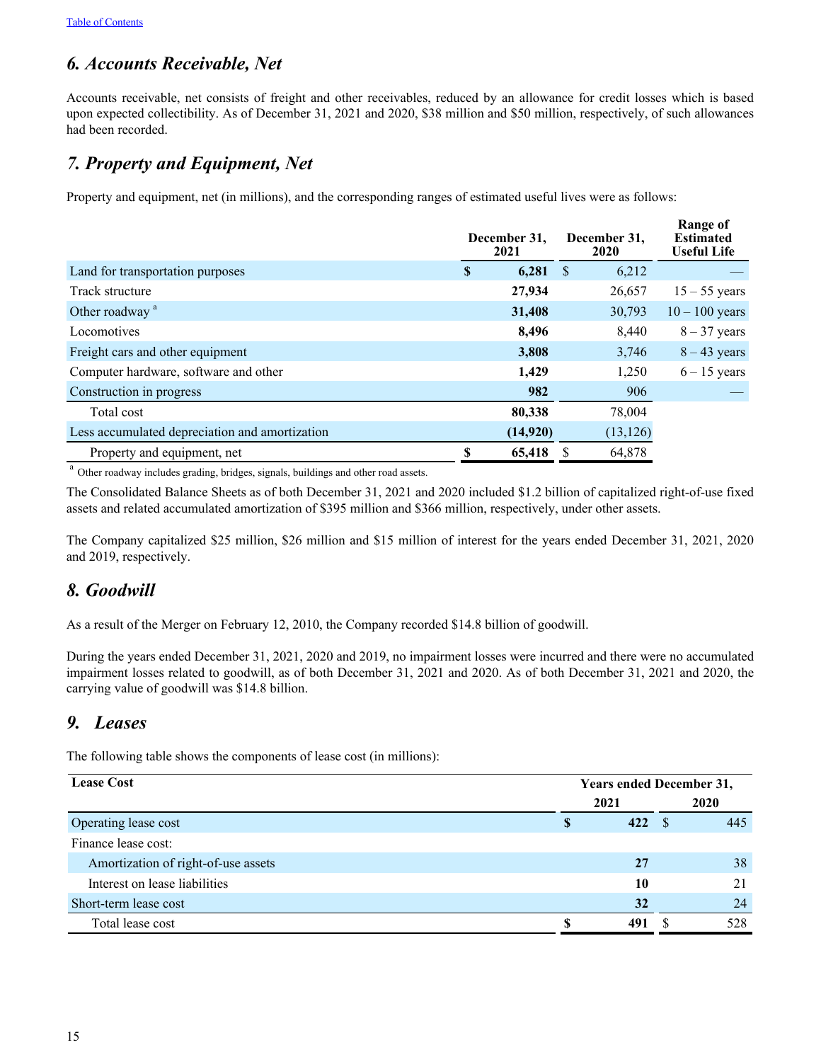## *6. Accounts Receivable, Net*

Accounts receivable, net consists of freight and other receivables, reduced by an allowance for credit losses which is based upon expected collectibility. As of December 31, 2021 and 2020, $38 million and $50 million, respectively, of such allowances had been recorded.

## *7. Property and Equipment, Net*

Property and equipment, net (in millions), and the corresponding ranges of estimated useful lives were as follows:

| | December 31, 2021 | December 31, 2020 | Range of Estimated Useful Life |
|---|---|---|---|
| Land for transportation purposes | **$ 6,281** | $ 6,212 | — |
| Track structure | **27,934** | 26,657 | 15 – 55 years |
| Other roadway [a] | **31,408** | 30,793 | 10 – 100 years |
| Locomotives | **8,496** | 8,440 | 8 – 37 years |
| Freight cars and other equipment | **3,808** | 3,746 | 8 – 43 years |
| Computer hardware, software and other | **1,429** | 1,250 | 6 – 15 years |
| Construction in progress | **982** | 906 | — |
| Total cost | **80,338** | 78,004 | |
| Less accumulated depreciation and amortization | **(14,920)** | (13,126) | |
| Property and equipment, net | **$ 65,418** | $ 64,878 | |

[a] Other roadway includes grading, bridges, signals, buildings and other road assets.

The Consolidated Balance Sheets as of both December 31, 2021 and 2020 included $1.2 billion of capitalized right-of-use fixed assets and related accumulated amortization of $395 million and $366 million, respectively, under other assets.

The Company capitalized $25 million, $26 million and $15 million of interest for the years ended December 31, 2021, 2020 and 2019, respectively.

## *8. Goodwill*

As a result of the Merger on February 12, 2010, the Company recorded $14.8 billion of goodwill.

During the years ended December 31, 2021, 2020 and 2019, no impairment losses were incurred and there were no accumulated impairment losses related to goodwill, as of both December 31, 2021 and 2020. As of both December 31, 2021 and 2020, the carrying value of goodwill was $14.8 billion.

## *9. Leases*

The following table shows the components of lease cost (in millions):

| **Lease Cost** | Years ended December 31, | |
|---|---|---|
| | 2021 | 2020 |
| Operating lease cost | **$ 422** | $ 445 |
| Finance lease cost: | | |
| Amortization of right-of-use assets | **27** | 38 |
| Interest on lease liabilities | **10** | 21 |
| Short-term lease cost | **32** | 24 |
| Total lease cost | **$ 491** | $ 528 |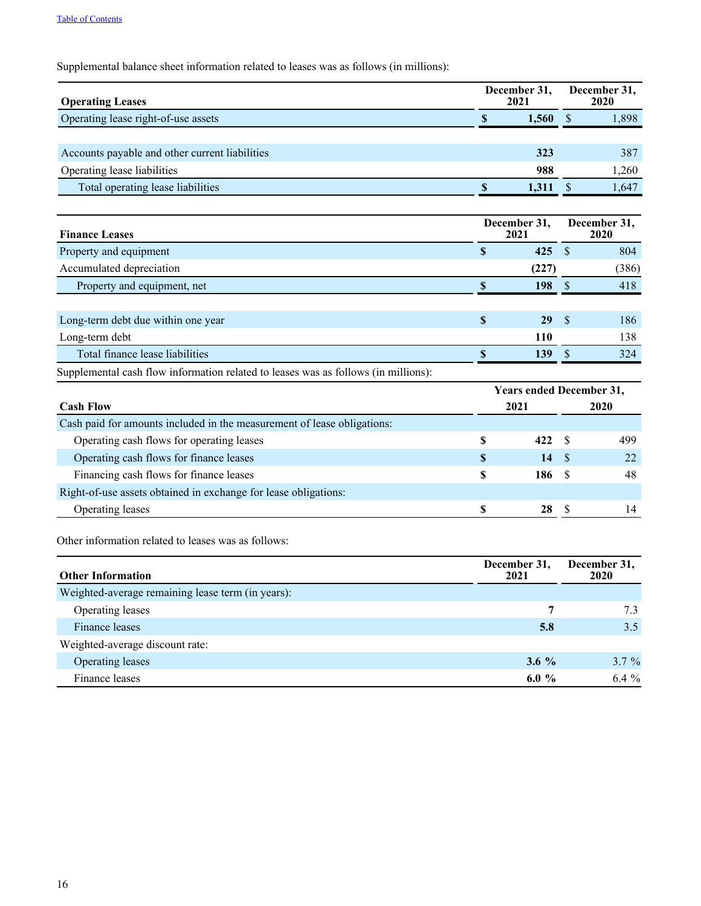Supplemental balance sheet information related to leases was as follows (in millions):

| Operating Leases | December 31, 2021 | December 31, 2020 |
|---|---|---|
| Operating lease right-of-use assets | **$ 1,560** | $ 1,898 |
| | | |
| Accounts payable and other current liabilities | **323** | 387 |
| Operating lease liabilities | **988** | 1,260 |
| Total operating lease liabilities | **$ 1,311** | $ 1,647 |

| Finance Leases | December 31, 2021 | December 31, 2020 |
|---|---|---|
| Property and equipment | **$ 425** | $ 804 |
| Accumulated depreciation | **(227)** | (386) |
| Property and equipment, net | **$ 198** | $ 418 |
| | | |
| Long-term debt due within one year | **$ 29** | $ 186 |
| Long-term debt | **110** | 138 |
| Total finance lease liabilities | **$ 139** | $ 324 |

Supplemental cash flow information related to leases was as follows (in millions):

| Cash Flow | Years ended December 31, 2021 | 2020 |
|---|---|---|
| Cash paid for amounts included in the measurement of lease obligations: | | |
| Operating cash flows for operating leases | **$ 422** | $ 499 |
| Operating cash flows for finance leases | **$ 14** | $ 22 |
| Financing cash flows for finance leases | **$ 186** | $ 48 |
| Right-of-use assets obtained in exchange for lease obligations: | | |
| Operating leases | **$ 28** | $ 14 |

Other information related to leases was as follows:

| Other Information | December 31, 2021 | December 31, 2020 |
|---|---|---|
| Weighted-average remaining lease term (in years): | | |
| Operating leases | **7** | 7.3 |
| Finance leases | **5.8** | 3.5 |
| Weighted-average discount rate: | | |
| Operating leases | **3.6 %** | 3.7 % |
| Finance leases | **6.0 %** | 6.4 % |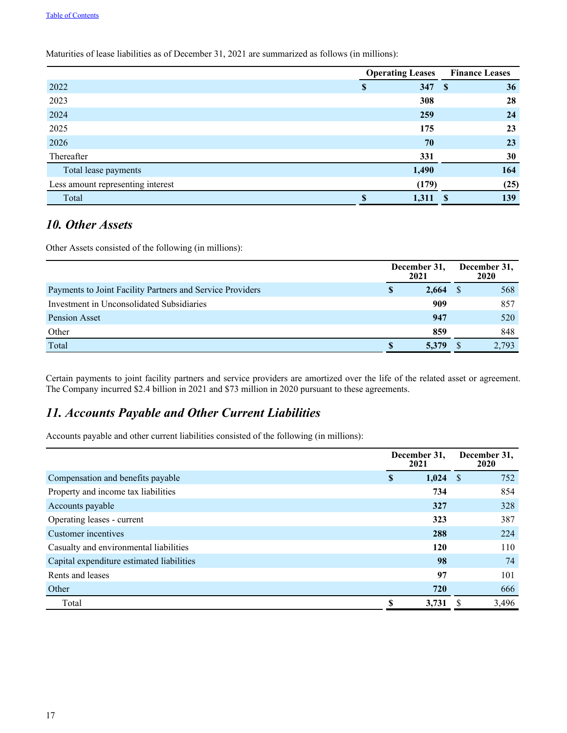Maturities of lease liabilities as of December 31, 2021 are summarized as follows (in millions):

| | Operating Leases | Finance Leases |
|---|---|---|
| 2022 | $ 347 | $ 36 |
| 2023 | 308 | 28 |
| 2024 | 259 | 24 |
| 2025 | 175 | 23 |
| 2026 | 70 | 23 |
| Thereafter | 331 | 30 |
| Total lease payments | 1,490 | 164 |
| Less amount representing interest | (179) | (25) |
| Total | $ 1,311 | $ 139 |

## *10. Other Assets*

Other Assets consisted of the following (in millions):

| | December 31, 2021 | December 31, 2020 |
|---|---|---|
| Payments to Joint Facility Partners and Service Providers | $ 2,664 | $ 568 |
| Investment in Unconsolidated Subsidiaries | 909 | 857 |
| Pension Asset | 947 | 520 |
| Other | 859 | 848 |
| Total | $ 5,379 | $ 2,793 |

Certain payments to joint facility partners and service providers are amortized over the life of the related asset or agreement. The Company incurred $2.4 billion in 2021 and $73 million in 2020 pursuant to these agreements.

## *11. Accounts Payable and Other Current Liabilities*

Accounts payable and other current liabilities consisted of the following (in millions):

| | December 31, 2021 | December 31, 2020 |
|---|---|---|
| Compensation and benefits payable | $ 1,024 | $ 752 |
| Property and income tax liabilities | 734 | 854 |
| Accounts payable | 327 | 328 |
| Operating leases - current | 323 | 387 |
| Customer incentives | 288 | 224 |
| Casualty and environmental liabilities | 120 | 110 |
| Capital expenditure estimated liabilities | 98 | 74 |
| Rents and leases | 97 | 101 |
| Other | 720 | 666 |
| Total | $ 3,731 | $ 3,496 |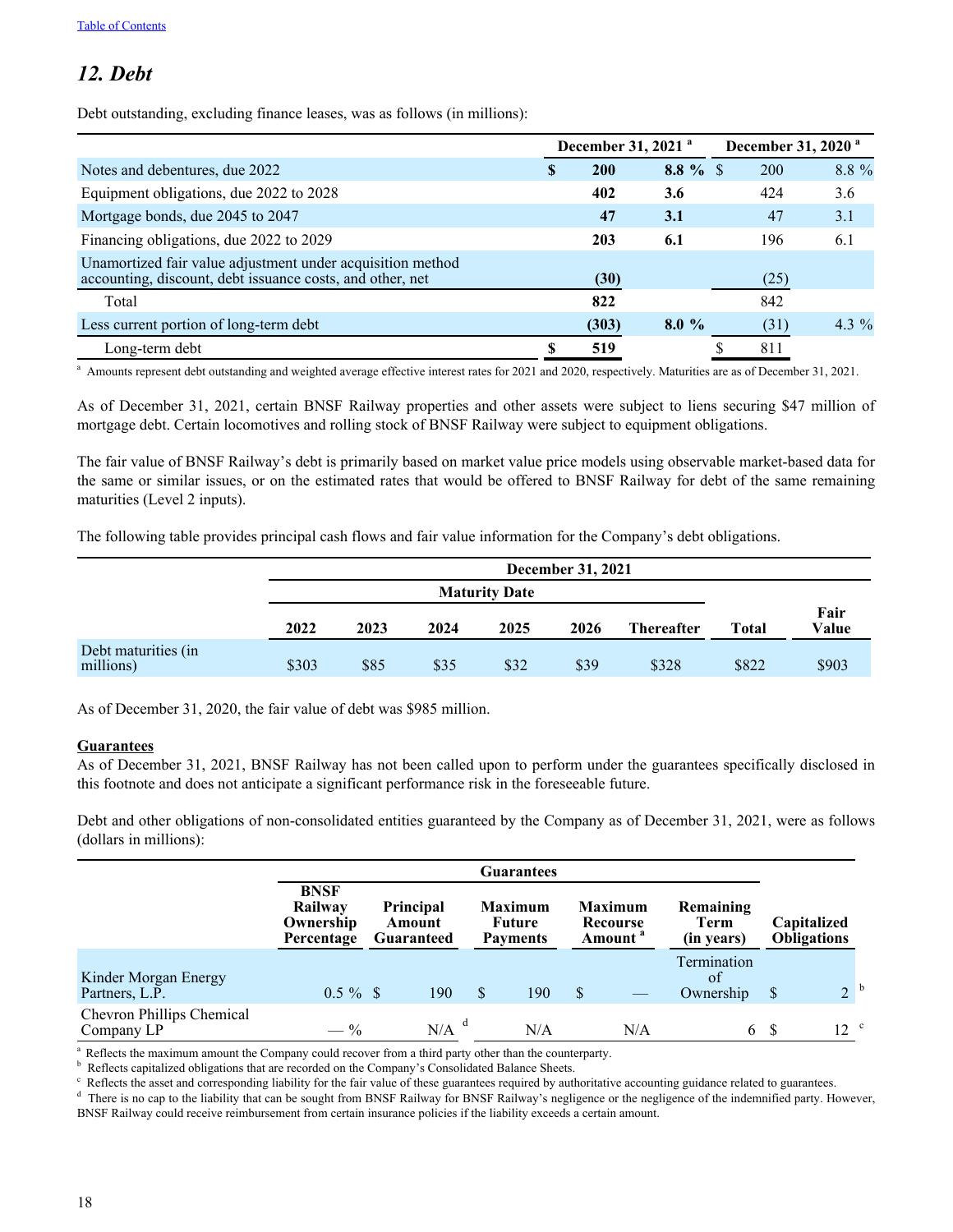Table of Contents

## *12. Debt*

Debt outstanding, excluding finance leases, was as follows (in millions):

| | December 31, 2021 [a] | | December 31, 2020 [a] | |
|---|---|---|---|---|
| Notes and debentures, due 2022 | **$ 200** | **8.8 %** | $ 200 | 8.8 % |
| Equipment obligations, due 2022 to 2028 | **402** | **3.6** | 424 | 3.6 |
| Mortgage bonds, due 2045 to 2047 | **47** | **3.1** | 47 | 3.1 |
| Financing obligations, due 2022 to 2029 | **203** | **6.1** | 196 | 6.1 |
| Unamortized fair value adjustment under acquisition method accounting, discount, debt issuance costs, and other, net | **(30)** | | (25) | |
| Total | **822** | | 842 | |
| Less current portion of long-term debt | **(303)** | **8.0 %** | (31) | 4.3 % |
| Long-term debt | **$ 519** | | $ 811 | |

[a] Amounts represent debt outstanding and weighted average effective interest rates for 2021 and 2020, respectively. Maturities are as of December 31, 2021.

As of December 31, 2021, certain BNSF Railway properties and other assets were subject to liens securing $47 million of mortgage debt. Certain locomotives and rolling stock of BNSF Railway were subject to equipment obligations.

The fair value of BNSF Railway's debt is primarily based on market value price models using observable market-based data for the same or similar issues, or on the estimated rates that would be offered to BNSF Railway for debt of the same remaining maturities (Level 2 inputs).

The following table provides principal cash flows and fair value information for the Company's debt obligations.

| | December 31, 2021 | | | | | | | |
|---|---|---|---|---|---|---|---|---|
| | Maturity Date | | | | | | | |
| | 2022 | 2023 | 2024 | 2025 | 2026 | Thereafter | Total | Fair Value |
| Debt maturities (in millions) | $303 | $85 | $35 | $32 | $39 | $328 | $822 | $903 |

As of December 31, 2020, the fair value of debt was $985 million.

**Guarantees**

As of December 31, 2021, BNSF Railway has not been called upon to perform under the guarantees specifically disclosed in this footnote and does not anticipate a significant performance risk in the foreseeable future.

Debt and other obligations of non-consolidated entities guaranteed by the Company as of December 31, 2021, were as follows (dollars in millions):

| | Guarantees | | | | | |
|---|---|---|---|---|---|---|
| | BNSF Railway Ownership Percentage | Principal Amount Guaranteed | Maximum Future Payments | Maximum Recourse Amount [a] | Remaining Term (in years) | Capitalized Obligations |
| Kinder Morgan Energy Partners, L.P. | 0.5 % | $ 190 | $ 190 | $ — | Termination of Ownership | $ 2 [b] |
| Chevron Phillips Chemical Company LP | — % | N/A [d] | N/A | N/A | 6 | $ 12 [c] |

[a] Reflects the maximum amount the Company could recover from a third party other than the counterparty.
[b] Reflects capitalized obligations that are recorded on the Company's Consolidated Balance Sheets.
[c] Reflects the asset and corresponding liability for the fair value of these guarantees required by authoritative accounting guidance related to guarantees.
[d] There is no cap to the liability that can be sought from BNSF Railway for BNSF Railway's negligence or the negligence of the indemnified party. However, BNSF Railway could receive reimbursement from certain insurance policies if the liability exceeds a certain amount.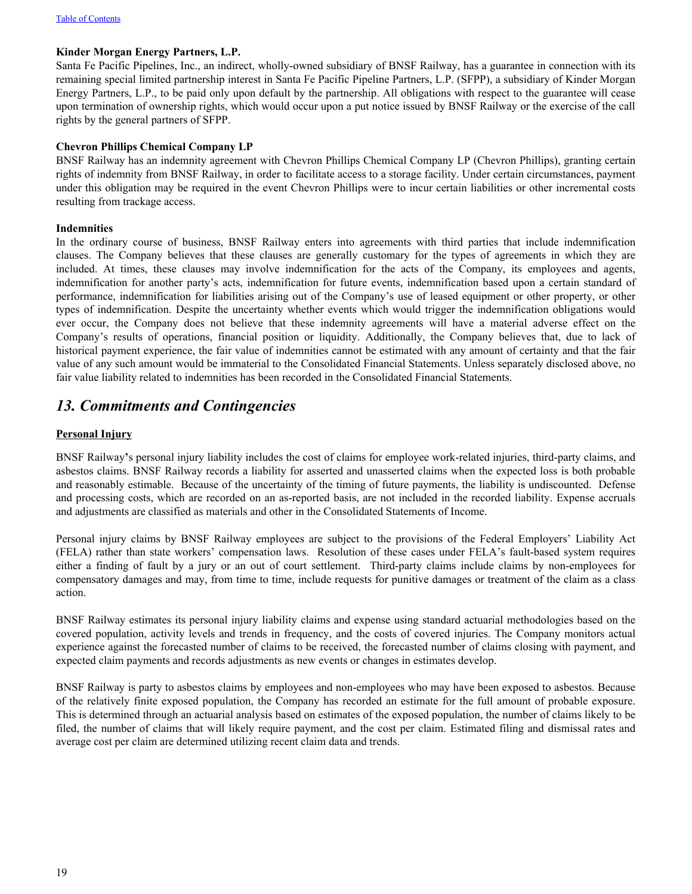**Kinder Morgan Energy Partners, L.P.**

Santa Fe Pacific Pipelines, Inc., an indirect, wholly-owned subsidiary of BNSF Railway, has a guarantee in connection with its remaining special limited partnership interest in Santa Fe Pacific Pipeline Partners, L.P. (SFPP), a subsidiary of Kinder Morgan Energy Partners, L.P., to be paid only upon default by the partnership. All obligations with respect to the guarantee will cease upon termination of ownership rights, which would occur upon a put notice issued by BNSF Railway or the exercise of the call rights by the general partners of SFPP.

**Chevron Phillips Chemical Company LP**

BNSF Railway has an indemnity agreement with Chevron Phillips Chemical Company LP (Chevron Phillips), granting certain rights of indemnity from BNSF Railway, in order to facilitate access to a storage facility. Under certain circumstances, payment under this obligation may be required in the event Chevron Phillips were to incur certain liabilities or other incremental costs resulting from trackage access.

**Indemnities**

In the ordinary course of business, BNSF Railway enters into agreements with third parties that include indemnification clauses. The Company believes that these clauses are generally customary for the types of agreements in which they are included. At times, these clauses may involve indemnification for the acts of the Company, its employees and agents, indemnification for another party's acts, indemnification for future events, indemnification based upon a certain standard of performance, indemnification for liabilities arising out of the Company's use of leased equipment or other property, or other types of indemnification. Despite the uncertainty whether events which would trigger the indemnification obligations would ever occur, the Company does not believe that these indemnity agreements will have a material adverse effect on the Company's results of operations, financial position or liquidity. Additionally, the Company believes that, due to lack of historical payment experience, the fair value of indemnities cannot be estimated with any amount of certainty and that the fair value of any such amount would be immaterial to the Consolidated Financial Statements. Unless separately disclosed above, no fair value liability related to indemnities has been recorded in the Consolidated Financial Statements.

## *13. Commitments and Contingencies*

**Personal Injury**

BNSF Railway's personal injury liability includes the cost of claims for employee work-related injuries, third-party claims, and asbestos claims. BNSF Railway records a liability for asserted and unasserted claims when the expected loss is both probable and reasonably estimable. Because of the uncertainty of the timing of future payments, the liability is undiscounted. Defense and processing costs, which are recorded on an as-reported basis, are not included in the recorded liability. Expense accruals and adjustments are classified as materials and other in the Consolidated Statements of Income.

Personal injury claims by BNSF Railway employees are subject to the provisions of the Federal Employers' Liability Act (FELA) rather than state workers' compensation laws. Resolution of these cases under FELA's fault-based system requires either a finding of fault by a jury or an out of court settlement. Third-party claims include claims by non-employees for compensatory damages and may, from time to time, include requests for punitive damages or treatment of the claim as a class action.

BNSF Railway estimates its personal injury liability claims and expense using standard actuarial methodologies based on the covered population, activity levels and trends in frequency, and the costs of covered injuries. The Company monitors actual experience against the forecasted number of claims to be received, the forecasted number of claims closing with payment, and expected claim payments and records adjustments as new events or changes in estimates develop.

BNSF Railway is party to asbestos claims by employees and non-employees who may have been exposed to asbestos. Because of the relatively finite exposed population, the Company has recorded an estimate for the full amount of probable exposure. This is determined through an actuarial analysis based on estimates of the exposed population, the number of claims likely to be filed, the number of claims that will likely require payment, and the cost per claim. Estimated filing and dismissal rates and average cost per claim are determined utilizing recent claim data and trends.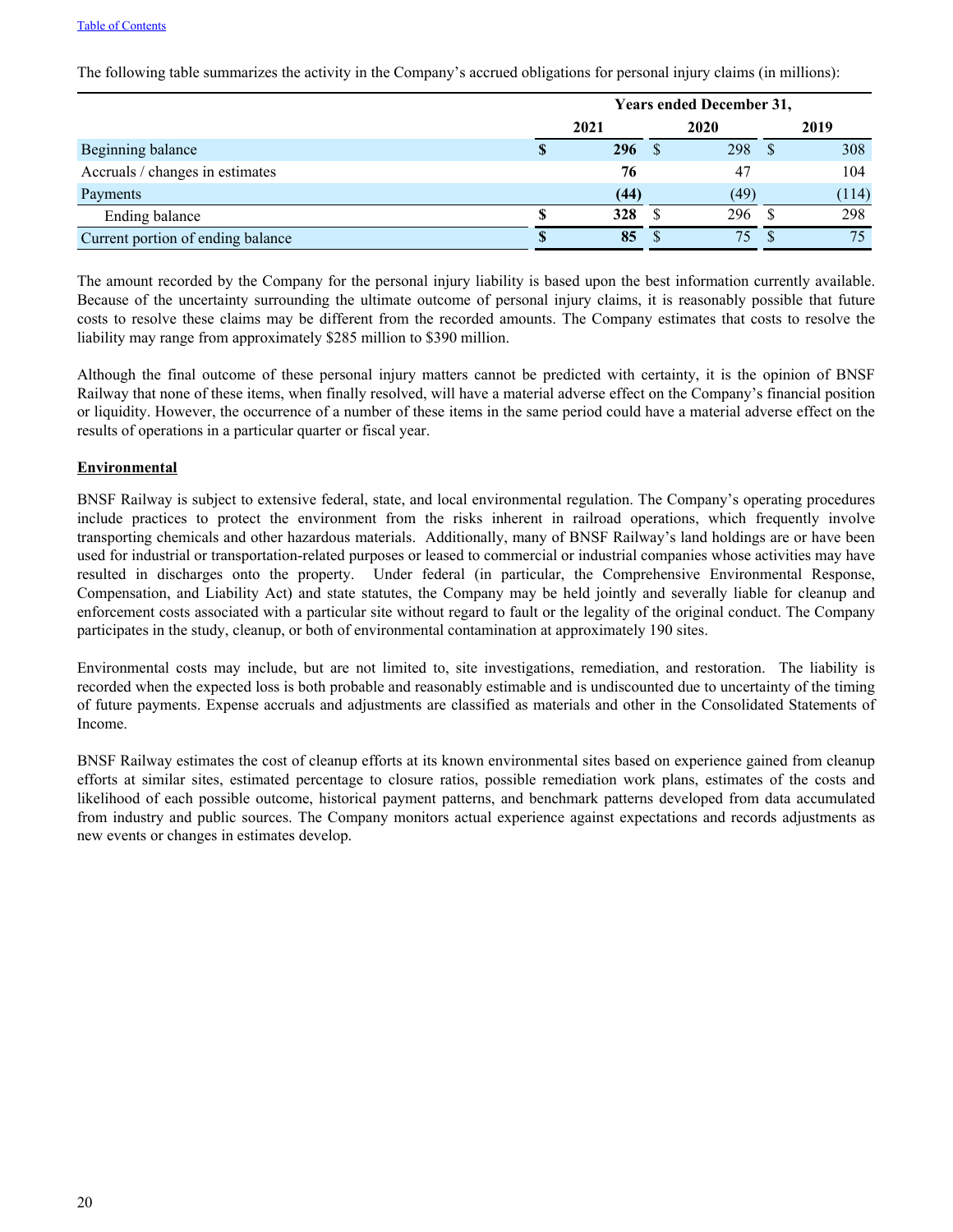The following table summarizes the activity in the Company's accrued obligations for personal injury claims (in millions):

| | Years ended December 31, | | |
|---|---|---|---|
| | 2021 | 2020 | 2019 |
| Beginning balance | **$ 296** | $ 298 | $ 308 |
| Accruals / changes in estimates | **76** | 47 | 104 |
| Payments | **(44)** | (49) | (114) |
| Ending balance | **$ 328** | $ 296 | $ 298 |
| Current portion of ending balance | **$ 85** | $ 75 | $ 75 |

The amount recorded by the Company for the personal injury liability is based upon the best information currently available. Because of the uncertainty surrounding the ultimate outcome of personal injury claims, it is reasonably possible that future costs to resolve these claims may be different from the recorded amounts. The Company estimates that costs to resolve the liability may range from approximately $285 million to $390 million.

Although the final outcome of these personal injury matters cannot be predicted with certainty, it is the opinion of BNSF Railway that none of these items, when finally resolved, will have a material adverse effect on the Company's financial position or liquidity. However, the occurrence of a number of these items in the same period could have a material adverse effect on the results of operations in a particular quarter or fiscal year.

**Environmental**

BNSF Railway is subject to extensive federal, state, and local environmental regulation. The Company's operating procedures include practices to protect the environment from the risks inherent in railroad operations, which frequently involve transporting chemicals and other hazardous materials. Additionally, many of BNSF Railway's land holdings are or have been used for industrial or transportation-related purposes or leased to commercial or industrial companies whose activities may have resulted in discharges onto the property. Under federal (in particular, the Comprehensive Environmental Response, Compensation, and Liability Act) and state statutes, the Company may be held jointly and severally liable for cleanup and enforcement costs associated with a particular site without regard to fault or the legality of the original conduct. The Company participates in the study, cleanup, or both of environmental contamination at approximately 190 sites.

Environmental costs may include, but are not limited to, site investigations, remediation, and restoration. The liability is recorded when the expected loss is both probable and reasonably estimable and is undiscounted due to uncertainty of the timing of future payments. Expense accruals and adjustments are classified as materials and other in the Consolidated Statements of Income.

BNSF Railway estimates the cost of cleanup efforts at its known environmental sites based on experience gained from cleanup efforts at similar sites, estimated percentage to closure ratios, possible remediation work plans, estimates of the costs and likelihood of each possible outcome, historical payment patterns, and benchmark patterns developed from data accumulated from industry and public sources. The Company monitors actual experience against expectations and records adjustments as new events or changes in estimates develop.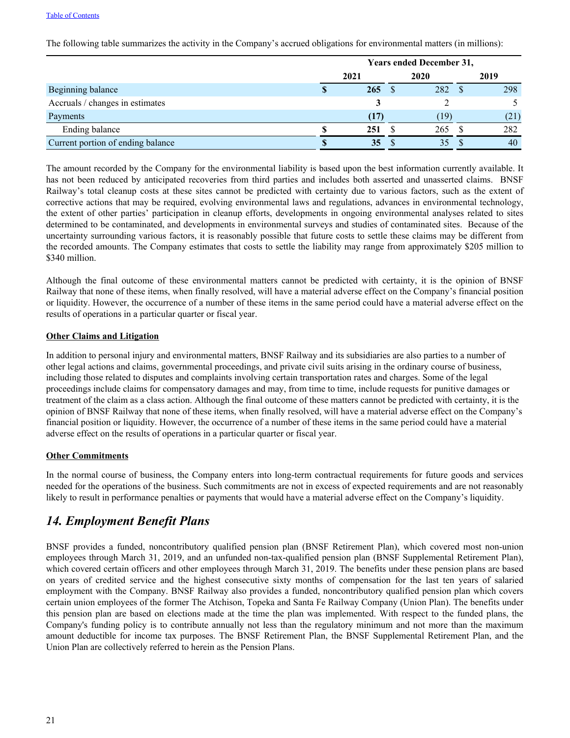The following table summarizes the activity in the Company's accrued obligations for environmental matters (in millions):

| | Years ended December 31, | | |
|---|---|---|---|
| | 2021 | 2020 | 2019 |
| Beginning balance | $ 265 | $ 282 | $ 298 |
| Accruals / changes in estimates | 3 | 2 | 5 |
| Payments | (17) | (19) | (21) |
| Ending balance | $ 251 | $ 265 | $ 282 |
| Current portion of ending balance | $ 35 | $ 35 | $ 40 |

The amount recorded by the Company for the environmental liability is based upon the best information currently available. It has not been reduced by anticipated recoveries from third parties and includes both asserted and unasserted claims. BNSF Railway's total cleanup costs at these sites cannot be predicted with certainty due to various factors, such as the extent of corrective actions that may be required, evolving environmental laws and regulations, advances in environmental technology, the extent of other parties' participation in cleanup efforts, developments in ongoing environmental analyses related to sites determined to be contaminated, and developments in environmental surveys and studies of contaminated sites. Because of the uncertainty surrounding various factors, it is reasonably possible that future costs to settle these claims may be different from the recorded amounts. The Company estimates that costs to settle the liability may range from approximately $205 million to $340 million.

Although the final outcome of these environmental matters cannot be predicted with certainty, it is the opinion of BNSF Railway that none of these items, when finally resolved, will have a material adverse effect on the Company's financial position or liquidity. However, the occurrence of a number of these items in the same period could have a material adverse effect on the results of operations in a particular quarter or fiscal year.

**Other Claims and Litigation**

In addition to personal injury and environmental matters, BNSF Railway and its subsidiaries are also parties to a number of other legal actions and claims, governmental proceedings, and private civil suits arising in the ordinary course of business, including those related to disputes and complaints involving certain transportation rates and charges. Some of the legal proceedings include claims for compensatory damages and may, from time to time, include requests for punitive damages or treatment of the claim as a class action. Although the final outcome of these matters cannot be predicted with certainty, it is the opinion of BNSF Railway that none of these items, when finally resolved, will have a material adverse effect on the Company's financial position or liquidity. However, the occurrence of a number of these items in the same period could have a material adverse effect on the results of operations in a particular quarter or fiscal year.

**Other Commitments**

In the normal course of business, the Company enters into long-term contractual requirements for future goods and services needed for the operations of the business. Such commitments are not in excess of expected requirements and are not reasonably likely to result in performance penalties or payments that would have a material adverse effect on the Company's liquidity.

## *14. Employment Benefit Plans*

BNSF provides a funded, noncontributory qualified pension plan (BNSF Retirement Plan), which covered most non-union employees through March 31, 2019, and an unfunded non-tax-qualified pension plan (BNSF Supplemental Retirement Plan), which covered certain officers and other employees through March 31, 2019. The benefits under these pension plans are based on years of credited service and the highest consecutive sixty months of compensation for the last ten years of salaried employment with the Company. BNSF Railway also provides a funded, noncontributory qualified pension plan which covers certain union employees of the former The Atchison, Topeka and Santa Fe Railway Company (Union Plan). The benefits under this pension plan are based on elections made at the time the plan was implemented. With respect to the funded plans, the Company's funding policy is to contribute annually not less than the regulatory minimum and not more than the maximum amount deductible for income tax purposes. The BNSF Retirement Plan, the BNSF Supplemental Retirement Plan, and the Union Plan are collectively referred to herein as the Pension Plans.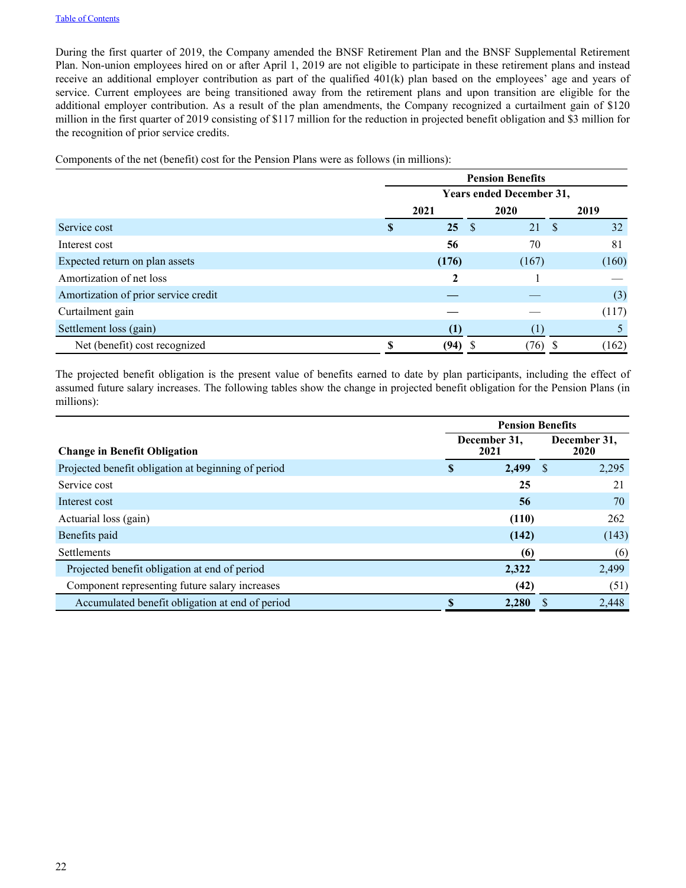During the first quarter of 2019, the Company amended the BNSF Retirement Plan and the BNSF Supplemental Retirement Plan. Non-union employees hired on or after April 1, 2019 are not eligible to participate in these retirement plans and instead receive an additional employer contribution as part of the qualified 401(k) plan based on the employees' age and years of service. Current employees are being transitioned away from the retirement plans and upon transition are eligible for the additional employer contribution. As a result of the plan amendments, the Company recognized a curtailment gain of $120 million in the first quarter of 2019 consisting of $117 million for the reduction in projected benefit obligation and $3 million for the recognition of prior service credits.

Components of the net (benefit) cost for the Pension Plans were as follows (in millions):

| | Pension Benefits | | |
|---|---|---|---|
| | Years ended December 31, | | |
| | **2021** | 2020 | 2019 |
| Service cost | **$ 25** | $ 21 | $ 32 |
| Interest cost | **56** | 70 | 81 |
| Expected return on plan assets | **(176)** | (167) | (160) |
| Amortization of net loss | **2** | 1 | — |
| Amortization of prior service credit | **—** | — | (3) |
| Curtailment gain | **—** | — | (117) |
| Settlement loss (gain) | **(1)** | (1) | 5 |
| Net (benefit) cost recognized | **$ (94)** | $ (76) | $ (162) |

The projected benefit obligation is the present value of benefits earned to date by plan participants, including the effect of assumed future salary increases. The following tables show the change in projected benefit obligation for the Pension Plans (in millions):

| | Pension Benefits | |
|---|---|---|
| **Change in Benefit Obligation** | **December 31, 2021** | December 31, 2020 |
| Projected benefit obligation at beginning of period | **$ 2,499** | $ 2,295 |
| Service cost | **25** | 21 |
| Interest cost | **56** | 70 |
| Actuarial loss (gain) | **(110)** | 262 |
| Benefits paid | **(142)** | (143) |
| Settlements | **(6)** | (6) |
| Projected benefit obligation at end of period | **2,322** | 2,499 |
| Component representing future salary increases | **(42)** | (51) |
| Accumulated benefit obligation at end of period | **$ 2,280** | $ 2,448 |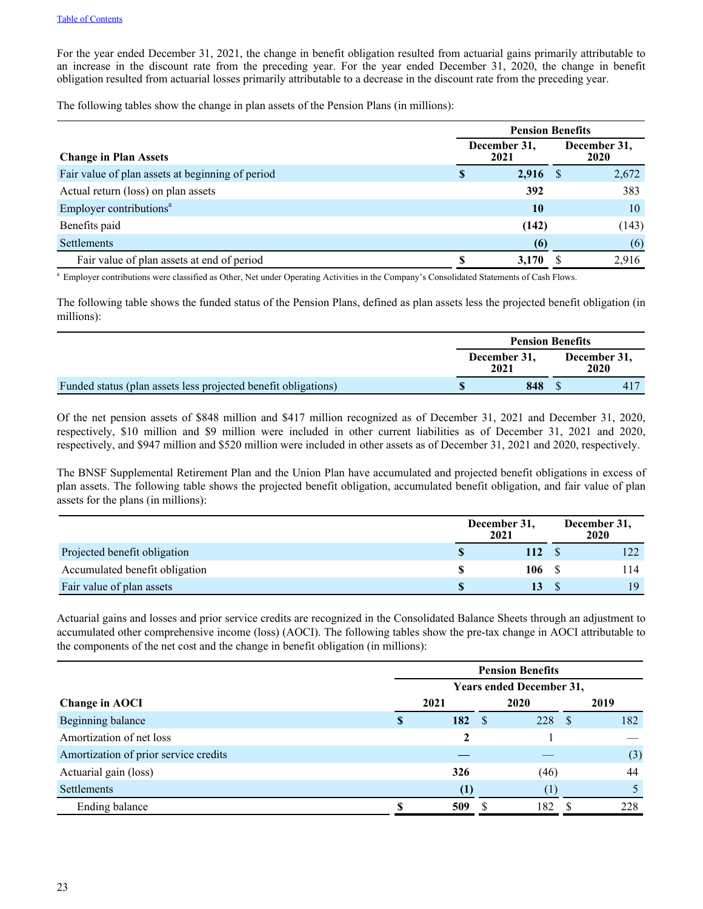For the year ended December 31, 2021, the change in benefit obligation resulted from actuarial gains primarily attributable to an increase in the discount rate from the preceding year. For the year ended December 31, 2020, the change in benefit obligation resulted from actuarial losses primarily attributable to a decrease in the discount rate from the preceding year.

The following tables show the change in plan assets of the Pension Plans (in millions):

| | Pension Benefits | |
|---|---|---|
| **Change in Plan Assets** | **December 31, 2021** | **December 31, 2020** |
| Fair value of plan assets at beginning of period | **$ 2,916** | $ 2,672 |
| Actual return (loss) on plan assets | **392** | 383 |
| Employer contributions[a] | **10** | 10 |
| Benefits paid | **(142)** | (143) |
| Settlements | **(6)** | (6) |
| Fair value of plan assets at end of period | **$ 3,170** | $ 2,916 |

[a] Employer contributions were classified as Other, Net under Operating Activities in the Company's Consolidated Statements of Cash Flows.

The following table shows the funded status of the Pension Plans, defined as plan assets less the projected benefit obligation (in millions):

| | Pension Benefits | |
|---|---|---|
| | **December 31, 2021** | **December 31, 2020** |
| Funded status (plan assets less projected benefit obligations) | **$ 848** | $ 417 |

Of the net pension assets of $848 million and $417 million recognized as of December 31, 2021 and December 31, 2020, respectively, $10 million and $9 million were included in other current liabilities as of December 31, 2021 and 2020, respectively, and $947 million and $520 million were included in other assets as of December 31, 2021 and 2020, respectively.

The BNSF Supplemental Retirement Plan and the Union Plan have accumulated and projected benefit obligations in excess of plan assets. The following table shows the projected benefit obligation, accumulated benefit obligation, and fair value of plan assets for the plans (in millions):

| | **December 31, 2021** | **December 31, 2020** |
|---|---|---|
| Projected benefit obligation | **$ 112** | $ 122 |
| Accumulated benefit obligation | **$ 106** | $ 114 |
| Fair value of plan assets | **$ 13** | $ 19 |

Actuarial gains and losses and prior service credits are recognized in the Consolidated Balance Sheets through an adjustment to accumulated other comprehensive income (loss) (AOCI). The following tables show the pre-tax change in AOCI attributable to the components of the net cost and the change in benefit obligation (in millions):

| | Pension Benefits | | |
|---|---|---|---|
| | Years ended December 31, | | |
| **Change in AOCI** | **2021** | **2020** | **2019** |
| Beginning balance | **$ 182** | $ 228 | $ 182 |
| Amortization of net loss | **2** | 1 | — |
| Amortization of prior service credits | **—** | — | (3) |
| Actuarial gain (loss) | **326** | (46) | 44 |
| Settlements | **(1)** | (1) | 5 |
| Ending balance | **$ 509** | $ 182 | $ 228 |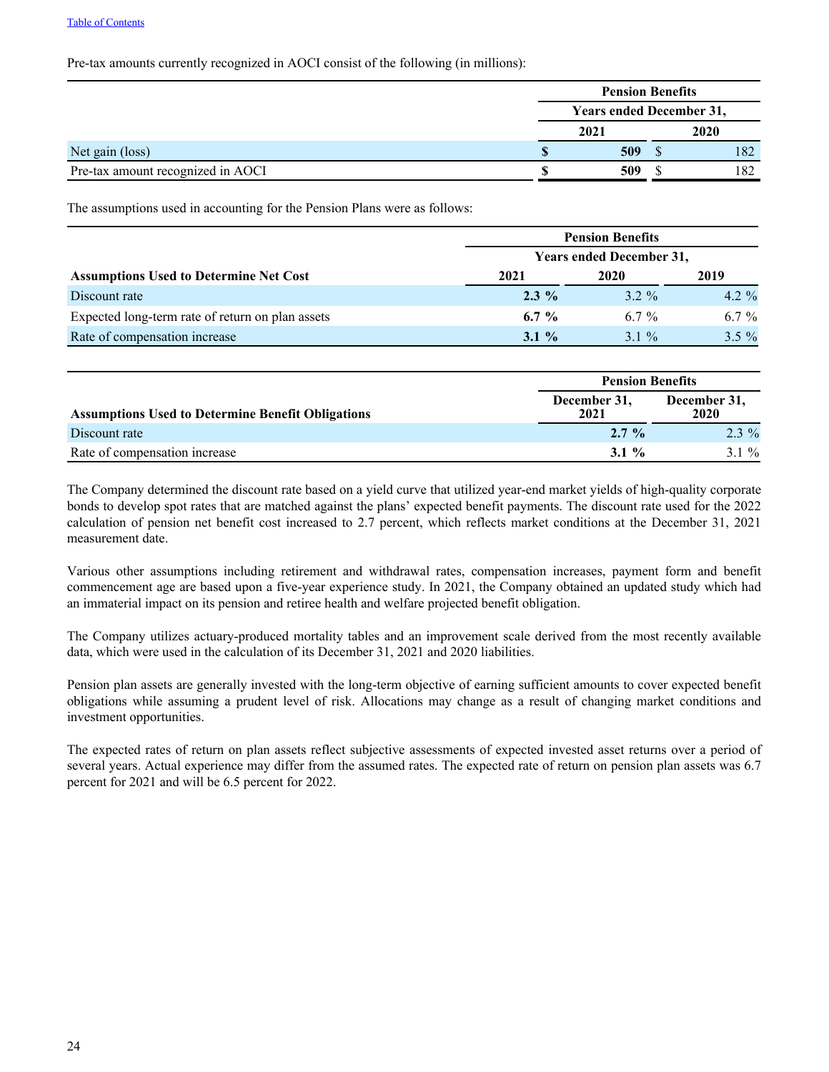Pre-tax amounts currently recognized in AOCI consist of the following (in millions):

| | Pension Benefits | |
|---|---|---|
| | Years ended December 31, | |
| | 2021 | 2020 |
| Net gain (loss) | **$ 509** | $ 182 |
| Pre-tax amount recognized in AOCI | **$ 509** | $ 182 |

The assumptions used in accounting for the Pension Plans were as follows:

| | Pension Benefits | | |
|---|---|---|---|
| | Years ended December 31, | | |
| **Assumptions Used to Determine Net Cost** | 2021 | 2020 | 2019 |
| Discount rate | **2.3 %** | 3.2 % | 4.2 % |
| Expected long-term rate of return on plan assets | **6.7 %** | 6.7 % | 6.7 % |
| Rate of compensation increase | **3.1 %** | 3.1 % | 3.5 % |

| | Pension Benefits | |
|---|---|---|
| **Assumptions Used to Determine Benefit Obligations** | December 31, 2021 | December 31, 2020 |
| Discount rate | **2.7 %** | 2.3 % |
| Rate of compensation increase | **3.1 %** | 3.1 % |

The Company determined the discount rate based on a yield curve that utilized year-end market yields of high-quality corporate bonds to develop spot rates that are matched against the plans' expected benefit payments. The discount rate used for the 2022 calculation of pension net benefit cost increased to 2.7 percent, which reflects market conditions at the December 31, 2021 measurement date.

Various other assumptions including retirement and withdrawal rates, compensation increases, payment form and benefit commencement age are based upon a five-year experience study. In 2021, the Company obtained an updated study which had an immaterial impact on its pension and retiree health and welfare projected benefit obligation.

The Company utilizes actuary-produced mortality tables and an improvement scale derived from the most recently available data, which were used in the calculation of its December 31, 2021 and 2020 liabilities.

Pension plan assets are generally invested with the long-term objective of earning sufficient amounts to cover expected benefit obligations while assuming a prudent level of risk. Allocations may change as a result of changing market conditions and investment opportunities.

The expected rates of return on plan assets reflect subjective assessments of expected invested asset returns over a period of several years. Actual experience may differ from the assumed rates. The expected rate of return on pension plan assets was 6.7 percent for 2021 and will be 6.5 percent for 2022.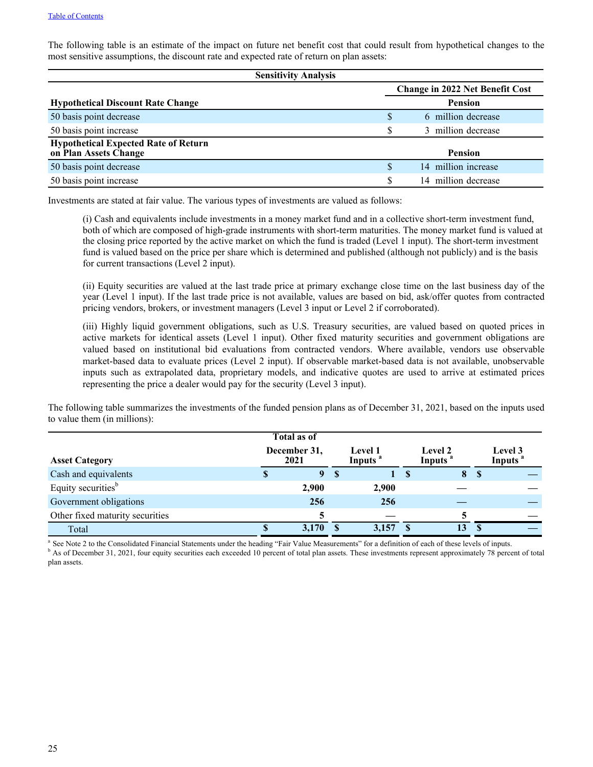Table of Contents

The following table is an estimate of the impact on future net benefit cost that could result from hypothetical changes to the most sensitive assumptions, the discount rate and expected rate of return on plan assets:

| Sensitivity Analysis | |
|---|---|
| | **Change in 2022 Net Benefit Cost** |
| **Hypothetical Discount Rate Change** | **Pension** |
| 50 basis point decrease | $ 6 million decrease |
| 50 basis point increase | $ 3 million decrease |
| **Hypothetical Expected Rate of Return on Plan Assets Change** | **Pension** |
| 50 basis point decrease | $ 14 million increase |
| 50 basis point increase | $ 14 million decrease |

Investments are stated at fair value. The various types of investments are valued as follows:

(i) Cash and equivalents include investments in a money market fund and in a collective short-term investment fund, both of which are composed of high-grade instruments with short-term maturities. The money market fund is valued at the closing price reported by the active market on which the fund is traded (Level 1 input). The short-term investment fund is valued based on the price per share which is determined and published (although not publicly) and is the basis for current transactions (Level 2 input).

(ii) Equity securities are valued at the last trade price at primary exchange close time on the last business day of the year (Level 1 input). If the last trade price is not available, values are based on bid, ask/offer quotes from contracted pricing vendors, brokers, or investment managers (Level 3 input or Level 2 if corroborated).

(iii) Highly liquid government obligations, such as U.S. Treasury securities, are valued based on quoted prices in active markets for identical assets (Level 1 input). Other fixed maturity securities and government obligations are valued based on institutional bid evaluations from contracted vendors. Where available, vendors use observable market-based data to evaluate prices (Level 2 input). If observable market-based data is not available, unobservable inputs such as extrapolated data, proprietary models, and indicative quotes are used to arrive at estimated prices representing the price a dealer would pay for the security (Level 3 input).

The following table summarizes the investments of the funded pension plans as of December 31, 2021, based on the inputs used to value them (in millions):

| Asset Category | Total as of December 31, 2021 | Level 1 Inputs [a] | Level 2 Inputs [a] | Level 3 Inputs [a] |
|---|---|---|---|---|
| Cash and equivalents | $ 9 | $ 1 | $ 8 | $ — |
| Equity securities[b] | 2,900 | 2,900 | — | — |
| Government obligations | 256 | 256 | — | — |
| Other fixed maturity securities | 5 | — | 5 | — |
| Total | $ 3,170 | $ 3,157 | $ 13 | $ — |

[a] See Note 2 to the Consolidated Financial Statements under the heading "Fair Value Measurements" for a definition of each of these levels of inputs.

[b] As of December 31, 2021, four equity securities each exceeded 10 percent of total plan assets. These investments represent approximately 78 percent of total plan assets.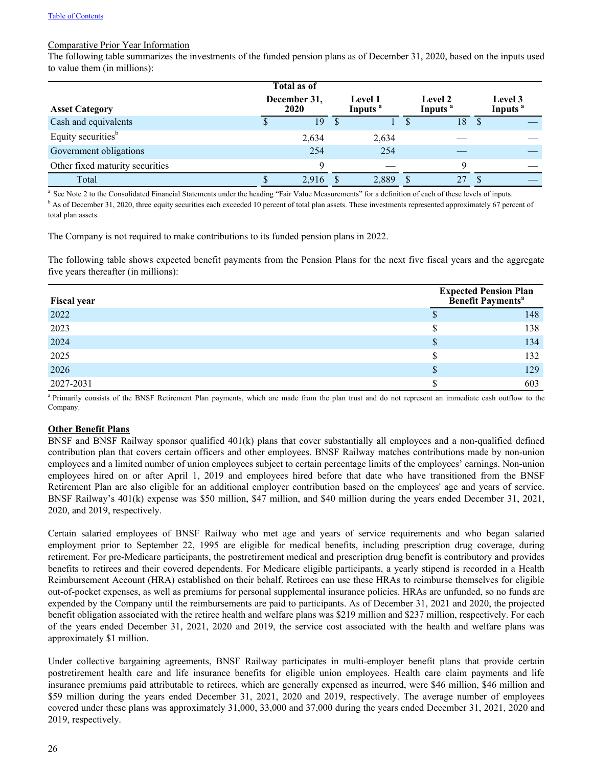Table of Contents

Comparative Prior Year Information

The following table summarizes the investments of the funded pension plans as of December 31, 2020, based on the inputs used to value them (in millions):

| Asset Category | Total as of December 31, 2020 | Level 1 Inputs [a] | Level 2 Inputs [a] | Level 3 Inputs [a] |
|---|---|---|---|---|
| Cash and equivalents | $ 19 | $ 1 | $ 18 | $ — |
| Equity securities[b] | 2,634 | 2,634 | — | — |
| Government obligations | 254 | 254 | — | — |
| Other fixed maturity securities | 9 | — | 9 | — |
| Total | $ 2,916 | $ 2,889 | $ 27 | $ — |

[a] See Note 2 to the Consolidated Financial Statements under the heading "Fair Value Measurements" for a definition of each of these levels of inputs.

[b] As of December 31, 2020, three equity securities each exceeded 10 percent of total plan assets. These investments represented approximately 67 percent of total plan assets.

The Company is not required to make contributions to its funded pension plans in 2022.

The following table shows expected benefit payments from the Pension Plans for the next five fiscal years and the aggregate five years thereafter (in millions):

| Fiscal year | Expected Pension Plan Benefit Payments[a] |
|---|---|
| 2022 | $ 148 |
| 2023 | $ 138 |
| 2024 | $ 134 |
| 2025 | $ 132 |
| 2026 | $ 129 |
| 2027-2031 | $ 603 |

[a] Primarily consists of the BNSF Retirement Plan payments, which are made from the plan trust and do not represent an immediate cash outflow to the Company.

**Other Benefit Plans**

BNSF and BNSF Railway sponsor qualified 401(k) plans that cover substantially all employees and a non-qualified defined contribution plan that covers certain officers and other employees. BNSF Railway matches contributions made by non-union employees and a limited number of union employees subject to certain percentage limits of the employees' earnings. Non-union employees hired on or after April 1, 2019 and employees hired before that date who have transitioned from the BNSF Retirement Plan are also eligible for an additional employer contribution based on the employees' age and years of service. BNSF Railway's 401(k) expense was $50 million, $47 million, and $40 million during the years ended December 31, 2021, 2020, and 2019, respectively.

Certain salaried employees of BNSF Railway who met age and years of service requirements and who began salaried employment prior to September 22, 1995 are eligible for medical benefits, including prescription drug coverage, during retirement. For pre-Medicare participants, the postretirement medical and prescription drug benefit is contributory and provides benefits to retirees and their covered dependents. For Medicare eligible participants, a yearly stipend is recorded in a Health Reimbursement Account (HRA) established on their behalf. Retirees can use these HRAs to reimburse themselves for eligible out-of-pocket expenses, as well as premiums for personal supplemental insurance policies. HRAs are unfunded, so no funds are expended by the Company until the reimbursements are paid to participants. As of December 31, 2021 and 2020, the projected benefit obligation associated with the retiree health and welfare plans was $219 million and $237 million, respectively. For each of the years ended December 31, 2021, 2020 and 2019, the service cost associated with the health and welfare plans was approximately $1 million.

Under collective bargaining agreements, BNSF Railway participates in multi-employer benefit plans that provide certain postretirement health care and life insurance benefits for eligible union employees. Health care claim payments and life insurance premiums paid attributable to retirees, which are generally expensed as incurred, were $46 million, $46 million and $59 million during the years ended December 31, 2021, 2020 and 2019, respectively. The average number of employees covered under these plans was approximately 31,000, 33,000 and 37,000 during the years ended December 31, 2021, 2020 and 2019, respectively.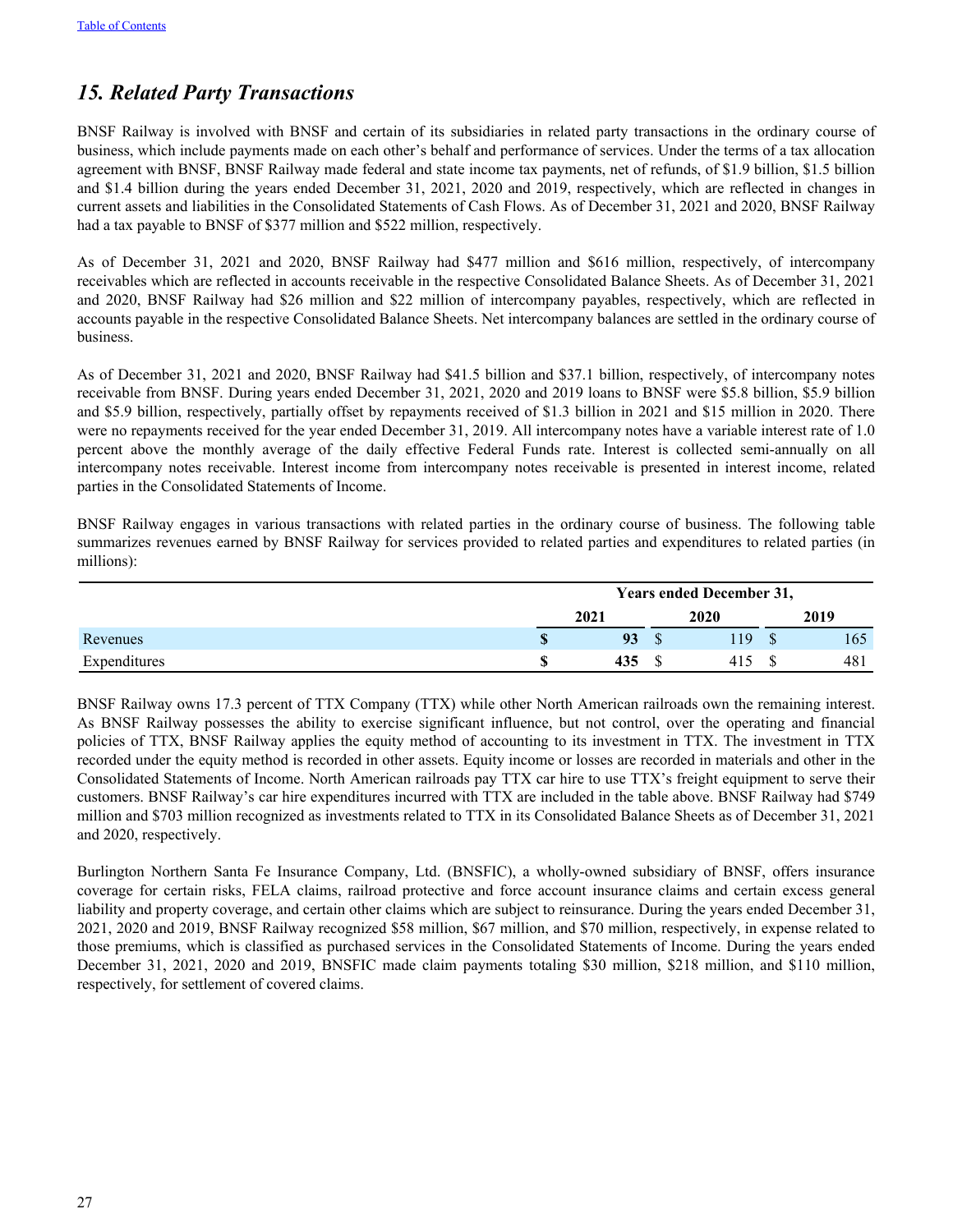## *15. Related Party Transactions*

BNSF Railway is involved with BNSF and certain of its subsidiaries in related party transactions in the ordinary course of business, which include payments made on each other's behalf and performance of services. Under the terms of a tax allocation agreement with BNSF, BNSF Railway made federal and state income tax payments, net of refunds, of $1.9 billion, $1.5 billion and $1.4 billion during the years ended December 31, 2021, 2020 and 2019, respectively, which are reflected in changes in current assets and liabilities in the Consolidated Statements of Cash Flows. As of December 31, 2021 and 2020, BNSF Railway had a tax payable to BNSF of $377 million and $522 million, respectively.

As of December 31, 2021 and 2020, BNSF Railway had $477 million and $616 million, respectively, of intercompany receivables which are reflected in accounts receivable in the respective Consolidated Balance Sheets. As of December 31, 2021 and 2020, BNSF Railway had $26 million and $22 million of intercompany payables, respectively, which are reflected in accounts payable in the respective Consolidated Balance Sheets. Net intercompany balances are settled in the ordinary course of business.

As of December 31, 2021 and 2020, BNSF Railway had $41.5 billion and $37.1 billion, respectively, of intercompany notes receivable from BNSF. During years ended December 31, 2021, 2020 and 2019 loans to BNSF were $5.8 billion, $5.9 billion and $5.9 billion, respectively, partially offset by repayments received of $1.3 billion in 2021 and $15 million in 2020. There were no repayments received for the year ended December 31, 2019. All intercompany notes have a variable interest rate of 1.0 percent above the monthly average of the daily effective Federal Funds rate. Interest is collected semi-annually on all intercompany notes receivable. Interest income from intercompany notes receivable is presented in interest income, related parties in the Consolidated Statements of Income.

BNSF Railway engages in various transactions with related parties in the ordinary course of business. The following table summarizes revenues earned by BNSF Railway for services provided to related parties and expenditures to related parties (in millions):

| | Years ended December 31, | | |
|---|---|---|---|
| | **2021** | **2020** | **2019** |
| Revenues | **$ 93** | $ 119 | $ 165 |
| Expenditures | **$ 435** | $ 415 | $ 481 |

BNSF Railway owns 17.3 percent of TTX Company (TTX) while other North American railroads own the remaining interest. As BNSF Railway possesses the ability to exercise significant influence, but not control, over the operating and financial policies of TTX, BNSF Railway applies the equity method of accounting to its investment in TTX. The investment in TTX recorded under the equity method is recorded in other assets. Equity income or losses are recorded in materials and other in the Consolidated Statements of Income. North American railroads pay TTX car hire to use TTX's freight equipment to serve their customers. BNSF Railway's car hire expenditures incurred with TTX are included in the table above. BNSF Railway had $749 million and $703 million recognized as investments related to TTX in its Consolidated Balance Sheets as of December 31, 2021 and 2020, respectively.

Burlington Northern Santa Fe Insurance Company, Ltd. (BNSFIC), a wholly-owned subsidiary of BNSF, offers insurance coverage for certain risks, FELA claims, railroad protective and force account insurance claims and certain excess general liability and property coverage, and certain other claims which are subject to reinsurance. During the years ended December 31, 2021, 2020 and 2019, BNSF Railway recognized $58 million, $67 million, and $70 million, respectively, in expense related to those premiums, which is classified as purchased services in the Consolidated Statements of Income. During the years ended December 31, 2021, 2020 and 2019, BNSFIC made claim payments totaling $30 million, $218 million, and $110 million, respectively, for settlement of covered claims.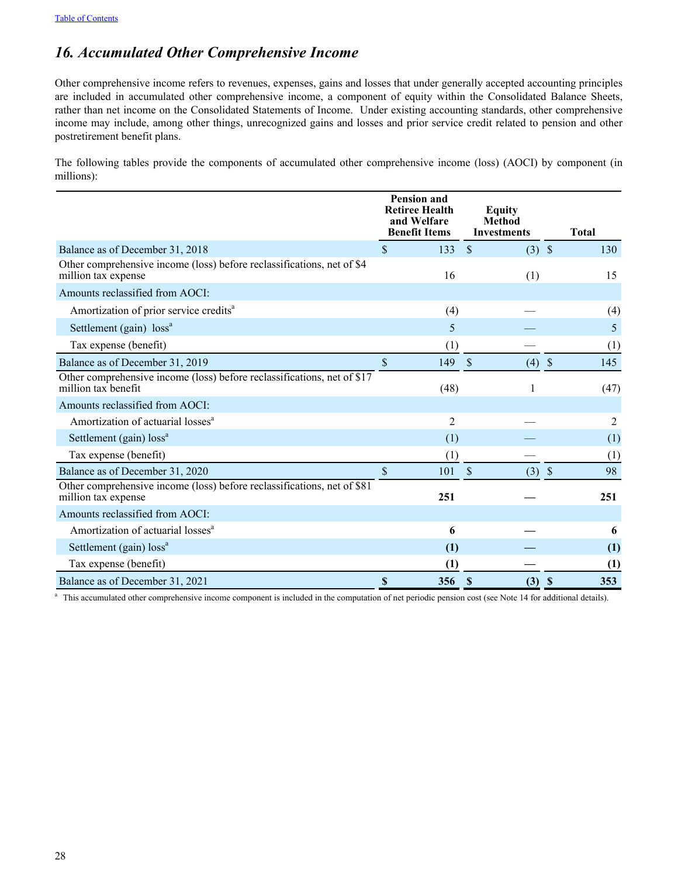## 16. Accumulated Other Comprehensive Income

Other comprehensive income refers to revenues, expenses, gains and losses that under generally accepted accounting principles are included in accumulated other comprehensive income, a component of equity within the Consolidated Balance Sheets, rather than net income on the Consolidated Statements of Income. Under existing accounting standards, other comprehensive income may include, among other things, unrecognized gains and losses and prior service credit related to pension and other postretirement benefit plans.

The following tables provide the components of accumulated other comprehensive income (loss) (AOCI) by component (in millions):

| | Pension and Retiree Health and Welfare Benefit Items | Equity Method Investments | Total |
|---|---|---|---|
| Balance as of December 31, 2018 | $ 133 | $ (3) | $ 130 |
| Other comprehensive income (loss) before reclassifications, net of $4 million tax expense | 16 | (1) | 15 |
| Amounts reclassified from AOCI: | | | |
| Amortization of prior service credits[a] | (4) | — | (4) |
| Settlement (gain) loss[a] | 5 | — | 5 |
| Tax expense (benefit) | (1) | — | (1) |
| Balance as of December 31, 2019 | $ 149 | $ (4) | $ 145 |
| Other comprehensive income (loss) before reclassifications, net of $17 million tax benefit | (48) | 1 | (47) |
| Amounts reclassified from AOCI: | | | |
| Amortization of actuarial losses[a] | 2 | — | 2 |
| Settlement (gain) loss[a] | (1) | — | (1) |
| Tax expense (benefit) | (1) | — | (1) |
| Balance as of December 31, 2020 | $ 101 | $ (3) | $ 98 |
| Other comprehensive income (loss) before reclassifications, net of $81 million tax expense | **251** | **—** | **251** |
| Amounts reclassified from AOCI: | | | |
| Amortization of actuarial losses[a] | **6** | **—** | **6** |
| Settlement (gain) loss[a] | **(1)** | **—** | **(1)** |
| Tax expense (benefit) | **(1)** | **—** | **(1)** |
| Balance as of December 31, 2021 | **$ 356** | **$ (3)** | **$ 353** |

[a] This accumulated other comprehensive income component is included in the computation of net periodic pension cost (see Note 14 for additional details).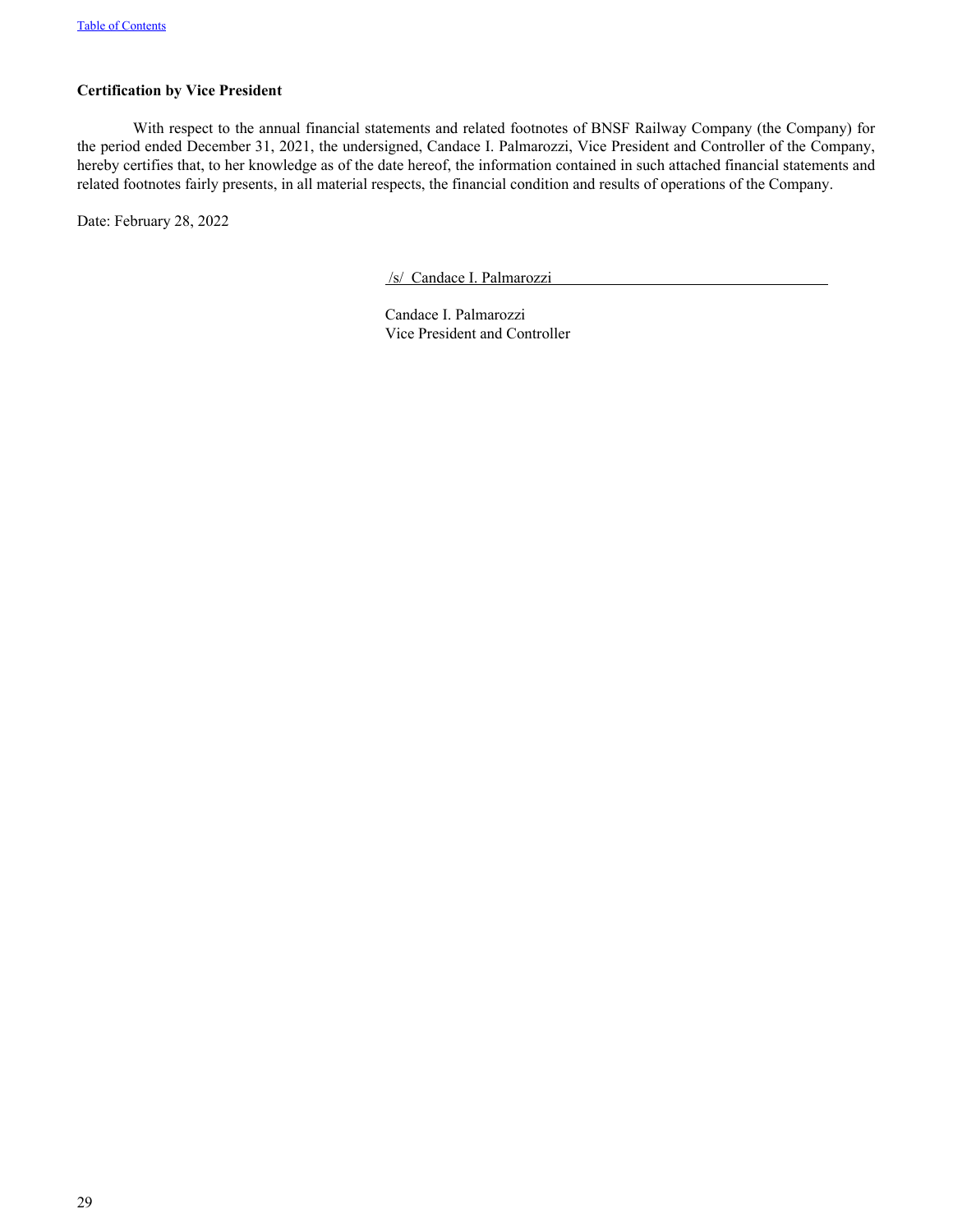**Certification by Vice President**

With respect to the annual financial statements and related footnotes of BNSF Railway Company (the Company) for the period ended December 31, 2021, the undersigned, Candace I. Palmarozzi, Vice President and Controller of the Company, hereby certifies that, to her knowledge as of the date hereof, the information contained in such attached financial statements and related footnotes fairly presents, in all material respects, the financial condition and results of operations of the Company.

Date: February 28, 2022

/s/ Candace I. Palmarozzi

Candace I. Palmarozzi
Vice President and Controller